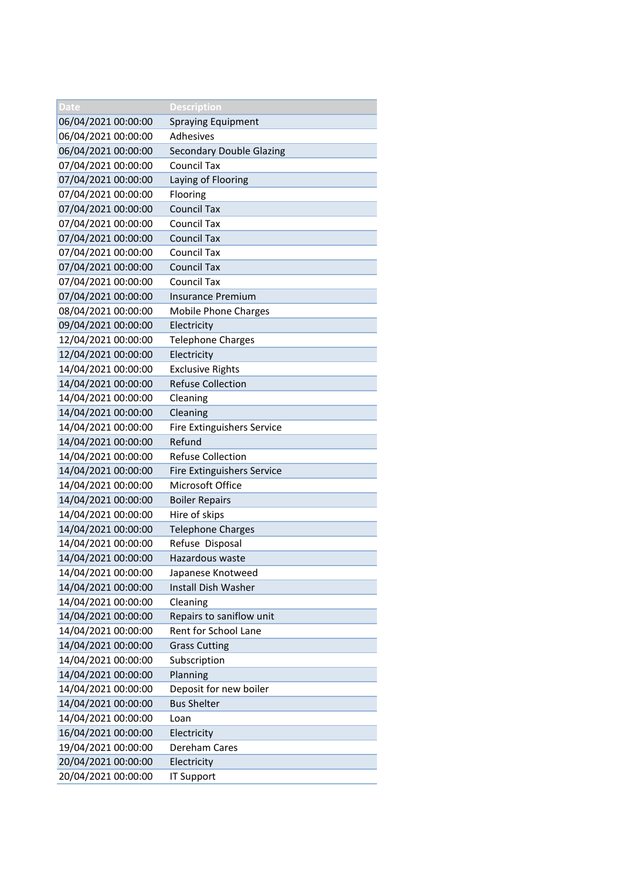| Date | Description |
|---|---|
| 06/04/2021 00:00:00 | Spraying Equipment |
| 06/04/2021 00:00:00 | Adhesives |
| 06/04/2021 00:00:00 | Secondary Double Glazing |
| 07/04/2021 00:00:00 | Council Tax |
| 07/04/2021 00:00:00 | Laying of Flooring |
| 07/04/2021 00:00:00 | Flooring |
| 07/04/2021 00:00:00 | Council Tax |
| 07/04/2021 00:00:00 | Council Tax |
| 07/04/2021 00:00:00 | Council Tax |
| 07/04/2021 00:00:00 | Council Tax |
| 07/04/2021 00:00:00 | Council Tax |
| 07/04/2021 00:00:00 | Council Tax |
| 07/04/2021 00:00:00 | Insurance Premium |
| 08/04/2021 00:00:00 | Mobile Phone Charges |
| 09/04/2021 00:00:00 | Electricity |
| 12/04/2021 00:00:00 | Telephone Charges |
| 12/04/2021 00:00:00 | Electricity |
| 14/04/2021 00:00:00 | Exclusive Rights |
| 14/04/2021 00:00:00 | Refuse Collection |
| 14/04/2021 00:00:00 | Cleaning |
| 14/04/2021 00:00:00 | Cleaning |
| 14/04/2021 00:00:00 | Fire Extinguishers Service |
| 14/04/2021 00:00:00 | Refund |
| 14/04/2021 00:00:00 | Refuse Collection |
| 14/04/2021 00:00:00 | Fire Extinguishers Service |
| 14/04/2021 00:00:00 | Microsoft Office |
| 14/04/2021 00:00:00 | Boiler Repairs |
| 14/04/2021 00:00:00 | Hire of skips |
| 14/04/2021 00:00:00 | Telephone Charges |
| 14/04/2021 00:00:00 | Refuse Disposal |
| 14/04/2021 00:00:00 | Hazardous waste |
| 14/04/2021 00:00:00 | Japanese Knotweed |
| 14/04/2021 00:00:00 | Install Dish Washer |
| 14/04/2021 00:00:00 | Cleaning |
| 14/04/2021 00:00:00 | Repairs to saniflow unit |
| 14/04/2021 00:00:00 | Rent for School Lane |
| 14/04/2021 00:00:00 | Grass Cutting |
| 14/04/2021 00:00:00 | Subscription |
| 14/04/2021 00:00:00 | Planning |
| 14/04/2021 00:00:00 | Deposit for new boiler |
| 14/04/2021 00:00:00 | Bus Shelter |
| 14/04/2021 00:00:00 | Loan |
| 16/04/2021 00:00:00 | Electricity |
| 19/04/2021 00:00:00 | Dereham Cares |
| 20/04/2021 00:00:00 | Electricity |
| 20/04/2021 00:00:00 | IT Support |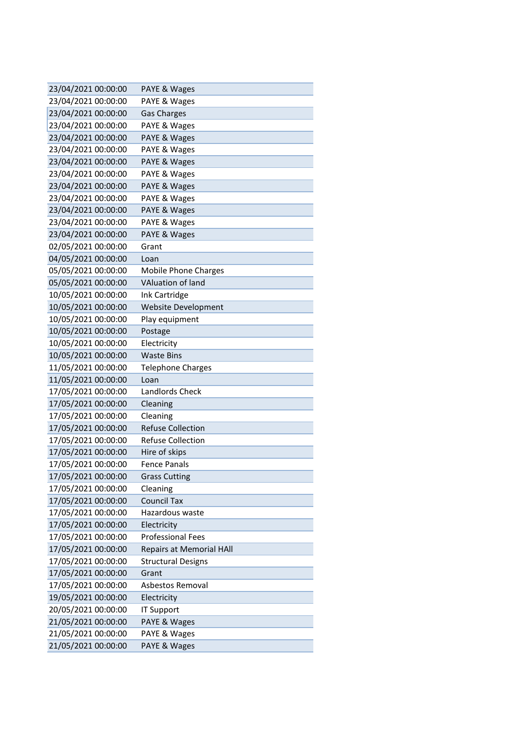| | |
|---|---|
| 23/04/2021 00:00:00 | PAYE & Wages |
| 23/04/2021 00:00:00 | PAYE & Wages |
| 23/04/2021 00:00:00 | Gas Charges |
| 23/04/2021 00:00:00 | PAYE & Wages |
| 23/04/2021 00:00:00 | PAYE & Wages |
| 23/04/2021 00:00:00 | PAYE & Wages |
| 23/04/2021 00:00:00 | PAYE & Wages |
| 23/04/2021 00:00:00 | PAYE & Wages |
| 23/04/2021 00:00:00 | PAYE & Wages |
| 23/04/2021 00:00:00 | PAYE & Wages |
| 23/04/2021 00:00:00 | PAYE & Wages |
| 23/04/2021 00:00:00 | PAYE & Wages |
| 23/04/2021 00:00:00 | PAYE & Wages |
| 02/05/2021 00:00:00 | Grant |
| 04/05/2021 00:00:00 | Loan |
| 05/05/2021 00:00:00 | Mobile Phone Charges |
| 05/05/2021 00:00:00 | VAluation of land |
| 10/05/2021 00:00:00 | Ink Cartridge |
| 10/05/2021 00:00:00 | Website Development |
| 10/05/2021 00:00:00 | Play equipment |
| 10/05/2021 00:00:00 | Postage |
| 10/05/2021 00:00:00 | Electricity |
| 10/05/2021 00:00:00 | Waste Bins |
| 11/05/2021 00:00:00 | Telephone Charges |
| 11/05/2021 00:00:00 | Loan |
| 17/05/2021 00:00:00 | Landlords Check |
| 17/05/2021 00:00:00 | Cleaning |
| 17/05/2021 00:00:00 | Cleaning |
| 17/05/2021 00:00:00 | Refuse Collection |
| 17/05/2021 00:00:00 | Refuse Collection |
| 17/05/2021 00:00:00 | Hire of skips |
| 17/05/2021 00:00:00 | Fence Panals |
| 17/05/2021 00:00:00 | Grass Cutting |
| 17/05/2021 00:00:00 | Cleaning |
| 17/05/2021 00:00:00 | Council Tax |
| 17/05/2021 00:00:00 | Hazardous waste |
| 17/05/2021 00:00:00 | Electricity |
| 17/05/2021 00:00:00 | Professional Fees |
| 17/05/2021 00:00:00 | Repairs at Memorial HAll |
| 17/05/2021 00:00:00 | Structural Designs |
| 17/05/2021 00:00:00 | Grant |
| 17/05/2021 00:00:00 | Asbestos Removal |
| 19/05/2021 00:00:00 | Electricity |
| 20/05/2021 00:00:00 | IT Support |
| 21/05/2021 00:00:00 | PAYE & Wages |
| 21/05/2021 00:00:00 | PAYE & Wages |
| 21/05/2021 00:00:00 | PAYE & Wages |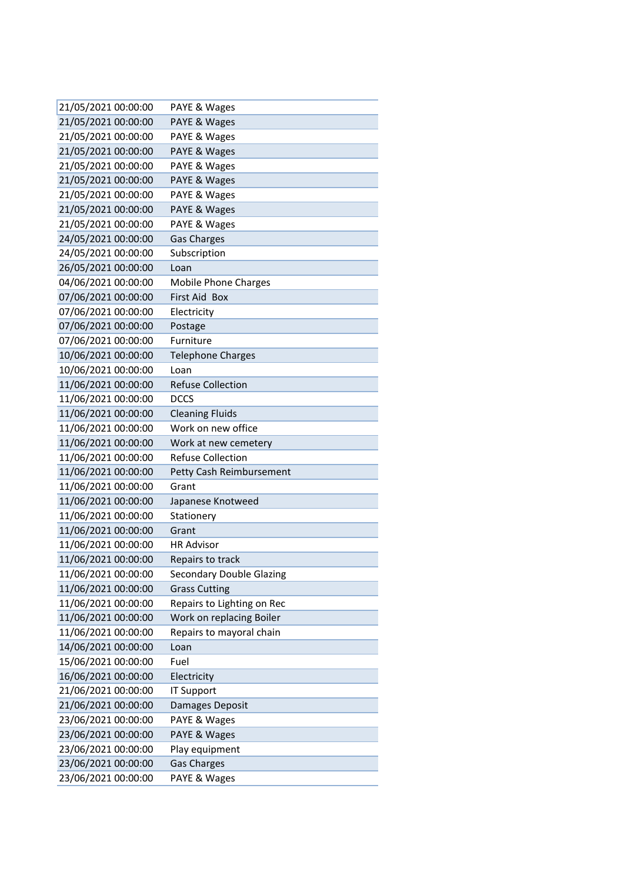| | |
|---|---|
| 21/05/2021 00:00:00 | PAYE & Wages |
| 21/05/2021 00:00:00 | PAYE & Wages |
| 21/05/2021 00:00:00 | PAYE & Wages |
| 21/05/2021 00:00:00 | PAYE & Wages |
| 21/05/2021 00:00:00 | PAYE & Wages |
| 21/05/2021 00:00:00 | PAYE & Wages |
| 21/05/2021 00:00:00 | PAYE & Wages |
| 21/05/2021 00:00:00 | PAYE & Wages |
| 21/05/2021 00:00:00 | PAYE & Wages |
| 24/05/2021 00:00:00 | Gas Charges |
| 24/05/2021 00:00:00 | Subscription |
| 26/05/2021 00:00:00 | Loan |
| 04/06/2021 00:00:00 | Mobile Phone Charges |
| 07/06/2021 00:00:00 | First Aid  Box |
| 07/06/2021 00:00:00 | Electricity |
| 07/06/2021 00:00:00 | Postage |
| 07/06/2021 00:00:00 | Furniture |
| 10/06/2021 00:00:00 | Telephone Charges |
| 10/06/2021 00:00:00 | Loan |
| 11/06/2021 00:00:00 | Refuse Collection |
| 11/06/2021 00:00:00 | DCCS |
| 11/06/2021 00:00:00 | Cleaning Fluids |
| 11/06/2021 00:00:00 | Work on new office |
| 11/06/2021 00:00:00 | Work at new cemetery |
| 11/06/2021 00:00:00 | Refuse Collection |
| 11/06/2021 00:00:00 | Petty Cash Reimbursement |
| 11/06/2021 00:00:00 | Grant |
| 11/06/2021 00:00:00 | Japanese Knotweed |
| 11/06/2021 00:00:00 | Stationery |
| 11/06/2021 00:00:00 | Grant |
| 11/06/2021 00:00:00 | HR Advisor |
| 11/06/2021 00:00:00 | Repairs to track |
| 11/06/2021 00:00:00 | Secondary Double Glazing |
| 11/06/2021 00:00:00 | Grass Cutting |
| 11/06/2021 00:00:00 | Repairs to Lighting on Rec |
| 11/06/2021 00:00:00 | Work on replacing Boiler |
| 11/06/2021 00:00:00 | Repairs to mayoral chain |
| 14/06/2021 00:00:00 | Loan |
| 15/06/2021 00:00:00 | Fuel |
| 16/06/2021 00:00:00 | Electricity |
| 21/06/2021 00:00:00 | IT Support |
| 21/06/2021 00:00:00 | Damages Deposit |
| 23/06/2021 00:00:00 | PAYE & Wages |
| 23/06/2021 00:00:00 | PAYE & Wages |
| 23/06/2021 00:00:00 | Play equipment |
| 23/06/2021 00:00:00 | Gas Charges |
| 23/06/2021 00:00:00 | PAYE & Wages |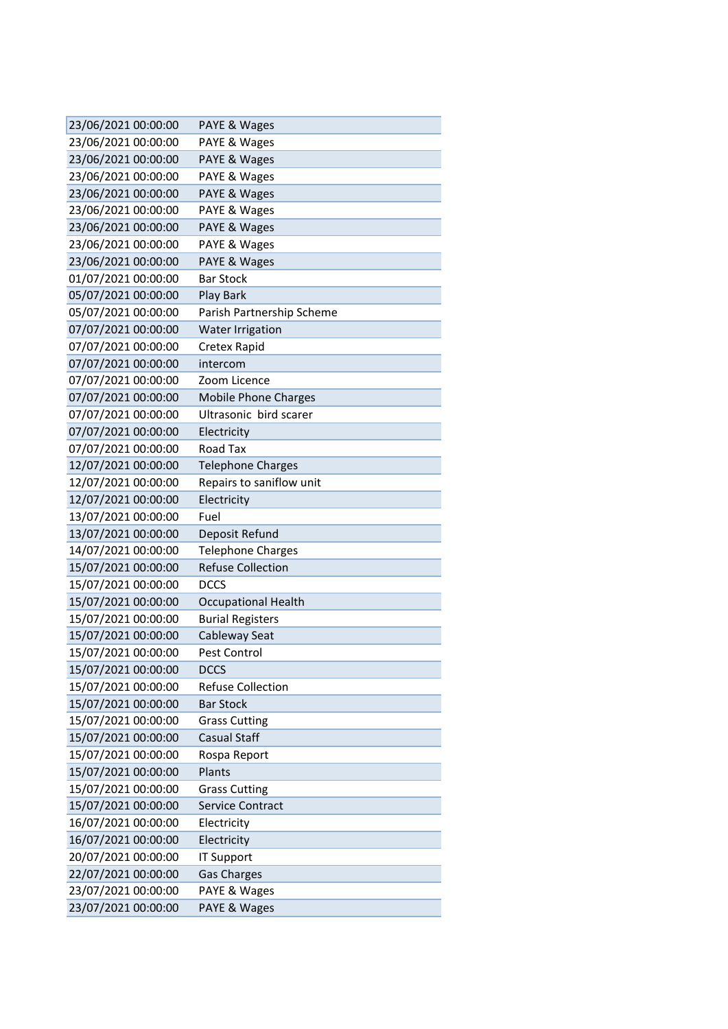| | |
|---|---|
| 23/06/2021 00:00:00 | PAYE & Wages |
| 23/06/2021 00:00:00 | PAYE & Wages |
| 23/06/2021 00:00:00 | PAYE & Wages |
| 23/06/2021 00:00:00 | PAYE & Wages |
| 23/06/2021 00:00:00 | PAYE & Wages |
| 23/06/2021 00:00:00 | PAYE & Wages |
| 23/06/2021 00:00:00 | PAYE & Wages |
| 23/06/2021 00:00:00 | PAYE & Wages |
| 23/06/2021 00:00:00 | PAYE & Wages |
| 01/07/2021 00:00:00 | Bar Stock |
| 05/07/2021 00:00:00 | Play Bark |
| 05/07/2021 00:00:00 | Parish Partnership Scheme |
| 07/07/2021 00:00:00 | Water Irrigation |
| 07/07/2021 00:00:00 | Cretex Rapid |
| 07/07/2021 00:00:00 | intercom |
| 07/07/2021 00:00:00 | Zoom Licence |
| 07/07/2021 00:00:00 | Mobile Phone Charges |
| 07/07/2021 00:00:00 | Ultrasonic bird scarer |
| 07/07/2021 00:00:00 | Electricity |
| 07/07/2021 00:00:00 | Road Tax |
| 12/07/2021 00:00:00 | Telephone Charges |
| 12/07/2021 00:00:00 | Repairs to saniflow unit |
| 12/07/2021 00:00:00 | Electricity |
| 13/07/2021 00:00:00 | Fuel |
| 13/07/2021 00:00:00 | Deposit Refund |
| 14/07/2021 00:00:00 | Telephone Charges |
| 15/07/2021 00:00:00 | Refuse Collection |
| 15/07/2021 00:00:00 | DCCS |
| 15/07/2021 00:00:00 | Occupational Health |
| 15/07/2021 00:00:00 | Burial Registers |
| 15/07/2021 00:00:00 | Cableway Seat |
| 15/07/2021 00:00:00 | Pest Control |
| 15/07/2021 00:00:00 | DCCS |
| 15/07/2021 00:00:00 | Refuse Collection |
| 15/07/2021 00:00:00 | Bar Stock |
| 15/07/2021 00:00:00 | Grass Cutting |
| 15/07/2021 00:00:00 | Casual Staff |
| 15/07/2021 00:00:00 | Rospa Report |
| 15/07/2021 00:00:00 | Plants |
| 15/07/2021 00:00:00 | Grass Cutting |
| 15/07/2021 00:00:00 | Service Contract |
| 16/07/2021 00:00:00 | Electricity |
| 16/07/2021 00:00:00 | Electricity |
| 20/07/2021 00:00:00 | IT Support |
| 22/07/2021 00:00:00 | Gas Charges |
| 23/07/2021 00:00:00 | PAYE & Wages |
| 23/07/2021 00:00:00 | PAYE & Wages |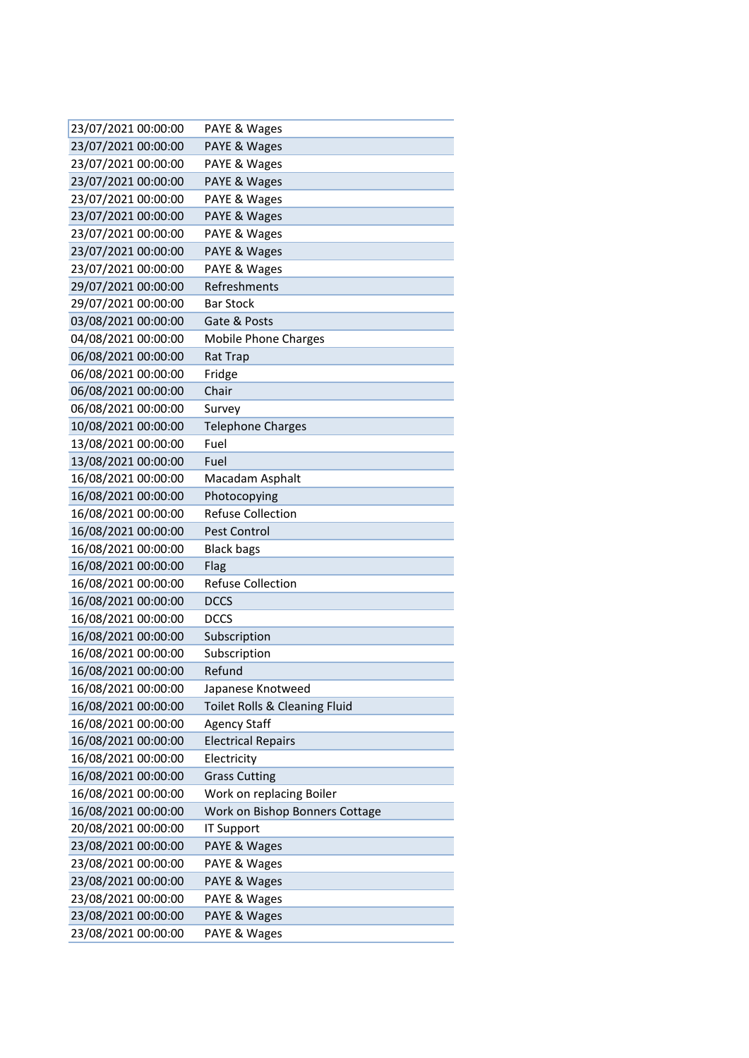| | |
|---|---|
| 23/07/2021 00:00:00 | PAYE & Wages |
| 23/07/2021 00:00:00 | PAYE & Wages |
| 23/07/2021 00:00:00 | PAYE & Wages |
| 23/07/2021 00:00:00 | PAYE & Wages |
| 23/07/2021 00:00:00 | PAYE & Wages |
| 23/07/2021 00:00:00 | PAYE & Wages |
| 23/07/2021 00:00:00 | PAYE & Wages |
| 23/07/2021 00:00:00 | PAYE & Wages |
| 23/07/2021 00:00:00 | PAYE & Wages |
| 29/07/2021 00:00:00 | Refreshments |
| 29/07/2021 00:00:00 | Bar Stock |
| 03/08/2021 00:00:00 | Gate & Posts |
| 04/08/2021 00:00:00 | Mobile Phone Charges |
| 06/08/2021 00:00:00 | Rat Trap |
| 06/08/2021 00:00:00 | Fridge |
| 06/08/2021 00:00:00 | Chair |
| 06/08/2021 00:00:00 | Survey |
| 10/08/2021 00:00:00 | Telephone Charges |
| 13/08/2021 00:00:00 | Fuel |
| 13/08/2021 00:00:00 | Fuel |
| 16/08/2021 00:00:00 | Macadam Asphalt |
| 16/08/2021 00:00:00 | Photocopying |
| 16/08/2021 00:00:00 | Refuse Collection |
| 16/08/2021 00:00:00 | Pest Control |
| 16/08/2021 00:00:00 | Black bags |
| 16/08/2021 00:00:00 | Flag |
| 16/08/2021 00:00:00 | Refuse Collection |
| 16/08/2021 00:00:00 | DCCS |
| 16/08/2021 00:00:00 | DCCS |
| 16/08/2021 00:00:00 | Subscription |
| 16/08/2021 00:00:00 | Subscription |
| 16/08/2021 00:00:00 | Refund |
| 16/08/2021 00:00:00 | Japanese Knotweed |
| 16/08/2021 00:00:00 | Toilet Rolls & Cleaning Fluid |
| 16/08/2021 00:00:00 | Agency Staff |
| 16/08/2021 00:00:00 | Electrical Repairs |
| 16/08/2021 00:00:00 | Electricity |
| 16/08/2021 00:00:00 | Grass Cutting |
| 16/08/2021 00:00:00 | Work on replacing Boiler |
| 16/08/2021 00:00:00 | Work on Bishop Bonners Cottage |
| 20/08/2021 00:00:00 | IT Support |
| 23/08/2021 00:00:00 | PAYE & Wages |
| 23/08/2021 00:00:00 | PAYE & Wages |
| 23/08/2021 00:00:00 | PAYE & Wages |
| 23/08/2021 00:00:00 | PAYE & Wages |
| 23/08/2021 00:00:00 | PAYE & Wages |
| 23/08/2021 00:00:00 | PAYE & Wages |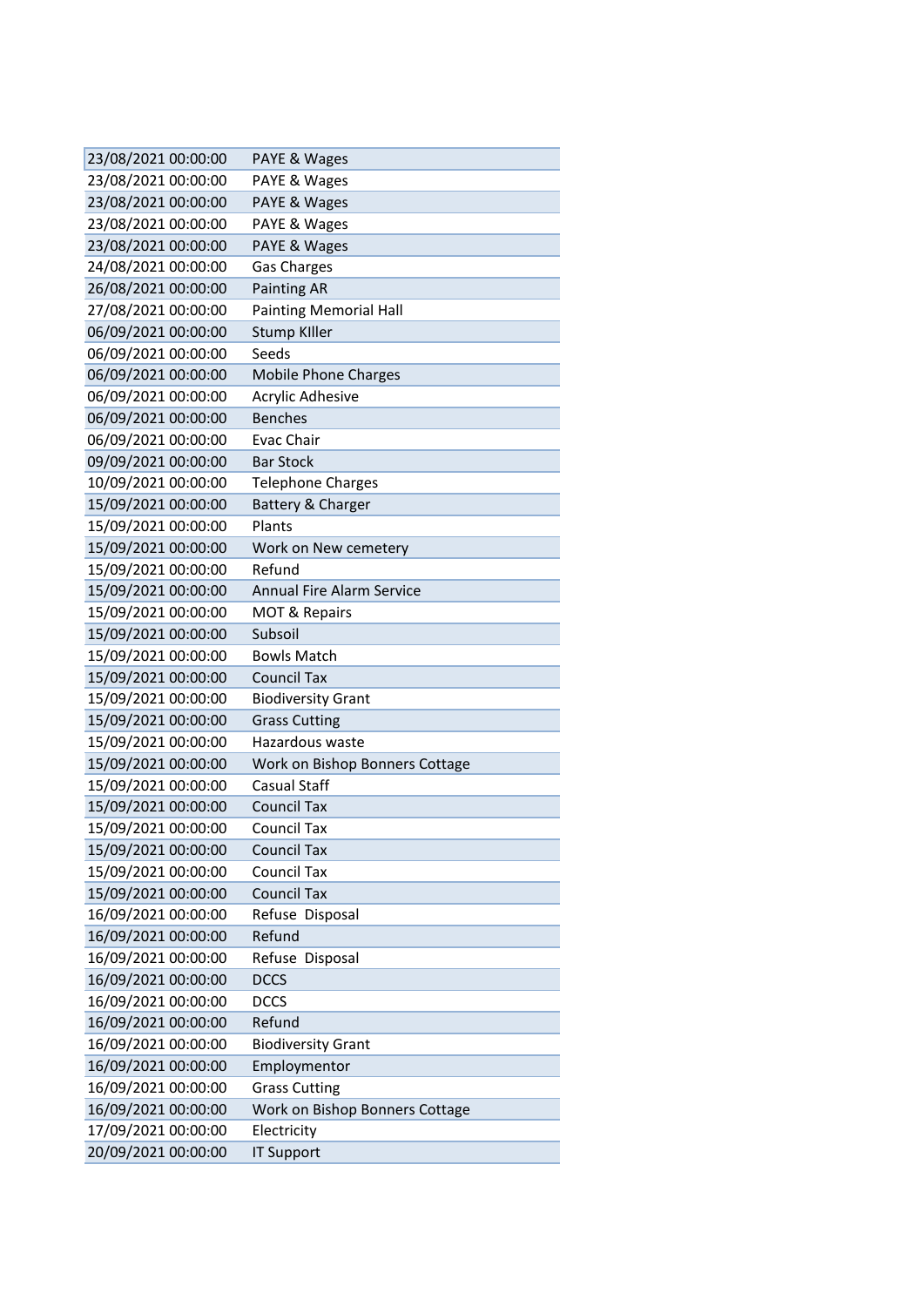| | |
|---|---|
| 23/08/2021 00:00:00 | PAYE & Wages |
| 23/08/2021 00:00:00 | PAYE & Wages |
| 23/08/2021 00:00:00 | PAYE & Wages |
| 23/08/2021 00:00:00 | PAYE & Wages |
| 23/08/2021 00:00:00 | PAYE & Wages |
| 24/08/2021 00:00:00 | Gas Charges |
| 26/08/2021 00:00:00 | Painting AR |
| 27/08/2021 00:00:00 | Painting Memorial Hall |
| 06/09/2021 00:00:00 | Stump KIller |
| 06/09/2021 00:00:00 | Seeds |
| 06/09/2021 00:00:00 | Mobile Phone Charges |
| 06/09/2021 00:00:00 | Acrylic Adhesive |
| 06/09/2021 00:00:00 | Benches |
| 06/09/2021 00:00:00 | Evac Chair |
| 09/09/2021 00:00:00 | Bar Stock |
| 10/09/2021 00:00:00 | Telephone Charges |
| 15/09/2021 00:00:00 | Battery & Charger |
| 15/09/2021 00:00:00 | Plants |
| 15/09/2021 00:00:00 | Work on New cemetery |
| 15/09/2021 00:00:00 | Refund |
| 15/09/2021 00:00:00 | Annual Fire Alarm Service |
| 15/09/2021 00:00:00 | MOT & Repairs |
| 15/09/2021 00:00:00 | Subsoil |
| 15/09/2021 00:00:00 | Bowls Match |
| 15/09/2021 00:00:00 | Council Tax |
| 15/09/2021 00:00:00 | Biodiversity Grant |
| 15/09/2021 00:00:00 | Grass Cutting |
| 15/09/2021 00:00:00 | Hazardous waste |
| 15/09/2021 00:00:00 | Work on Bishop Bonners Cottage |
| 15/09/2021 00:00:00 | Casual Staff |
| 15/09/2021 00:00:00 | Council Tax |
| 15/09/2021 00:00:00 | Council Tax |
| 15/09/2021 00:00:00 | Council Tax |
| 15/09/2021 00:00:00 | Council Tax |
| 15/09/2021 00:00:00 | Council Tax |
| 16/09/2021 00:00:00 | Refuse Disposal |
| 16/09/2021 00:00:00 | Refund |
| 16/09/2021 00:00:00 | Refuse Disposal |
| 16/09/2021 00:00:00 | DCCS |
| 16/09/2021 00:00:00 | DCCS |
| 16/09/2021 00:00:00 | Refund |
| 16/09/2021 00:00:00 | Biodiversity Grant |
| 16/09/2021 00:00:00 | Employmentor |
| 16/09/2021 00:00:00 | Grass Cutting |
| 16/09/2021 00:00:00 | Work on Bishop Bonners Cottage |
| 17/09/2021 00:00:00 | Electricity |
| 20/09/2021 00:00:00 | IT Support |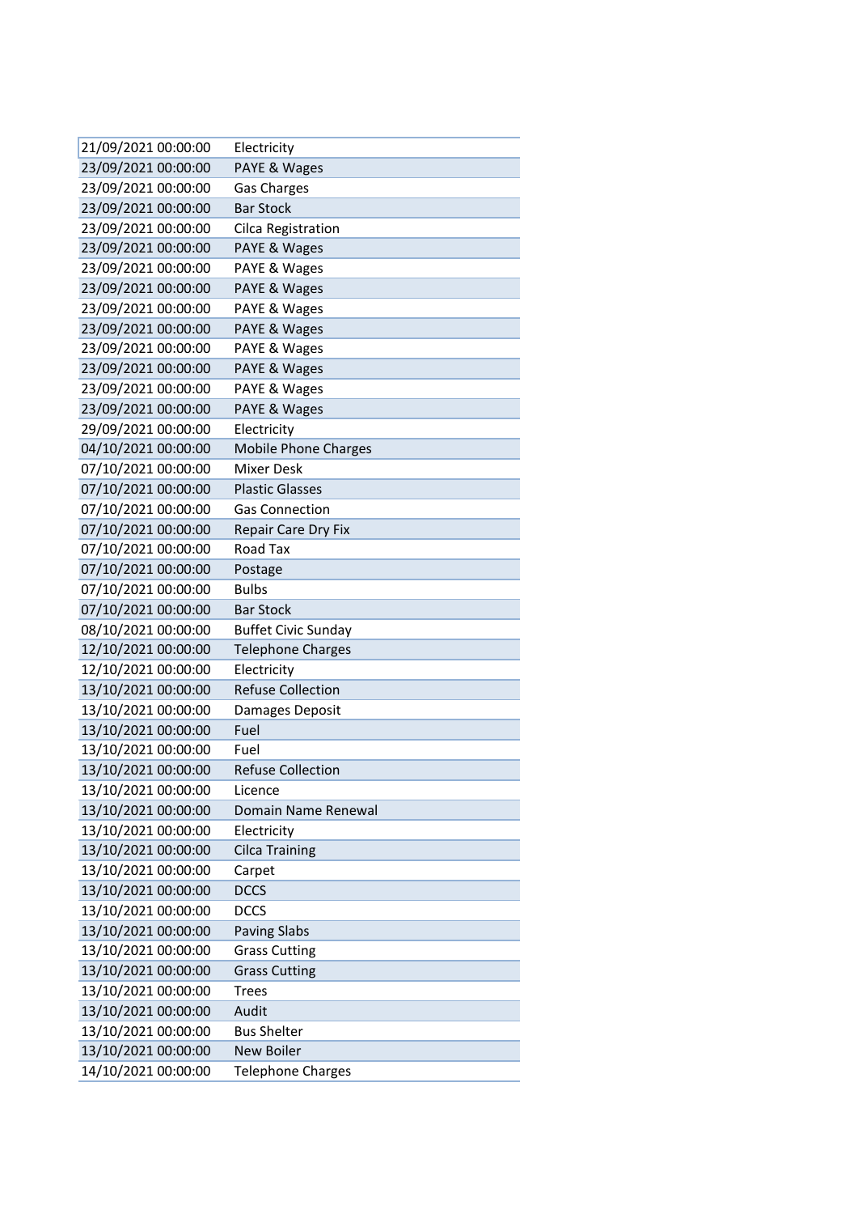| | |
|---|---|
| 21/09/2021 00:00:00 | Electricity |
| 23/09/2021 00:00:00 | PAYE & Wages |
| 23/09/2021 00:00:00 | Gas Charges |
| 23/09/2021 00:00:00 | Bar Stock |
| 23/09/2021 00:00:00 | Cilca Registration |
| 23/09/2021 00:00:00 | PAYE & Wages |
| 23/09/2021 00:00:00 | PAYE & Wages |
| 23/09/2021 00:00:00 | PAYE & Wages |
| 23/09/2021 00:00:00 | PAYE & Wages |
| 23/09/2021 00:00:00 | PAYE & Wages |
| 23/09/2021 00:00:00 | PAYE & Wages |
| 23/09/2021 00:00:00 | PAYE & Wages |
| 23/09/2021 00:00:00 | PAYE & Wages |
| 23/09/2021 00:00:00 | PAYE & Wages |
| 29/09/2021 00:00:00 | Electricity |
| 04/10/2021 00:00:00 | Mobile Phone Charges |
| 07/10/2021 00:00:00 | Mixer Desk |
| 07/10/2021 00:00:00 | Plastic Glasses |
| 07/10/2021 00:00:00 | Gas Connection |
| 07/10/2021 00:00:00 | Repair Care Dry Fix |
| 07/10/2021 00:00:00 | Road Tax |
| 07/10/2021 00:00:00 | Postage |
| 07/10/2021 00:00:00 | Bulbs |
| 07/10/2021 00:00:00 | Bar Stock |
| 08/10/2021 00:00:00 | Buffet Civic Sunday |
| 12/10/2021 00:00:00 | Telephone Charges |
| 12/10/2021 00:00:00 | Electricity |
| 13/10/2021 00:00:00 | Refuse Collection |
| 13/10/2021 00:00:00 | Damages Deposit |
| 13/10/2021 00:00:00 | Fuel |
| 13/10/2021 00:00:00 | Fuel |
| 13/10/2021 00:00:00 | Refuse Collection |
| 13/10/2021 00:00:00 | Licence |
| 13/10/2021 00:00:00 | Domain Name Renewal |
| 13/10/2021 00:00:00 | Electricity |
| 13/10/2021 00:00:00 | Cilca Training |
| 13/10/2021 00:00:00 | Carpet |
| 13/10/2021 00:00:00 | DCCS |
| 13/10/2021 00:00:00 | DCCS |
| 13/10/2021 00:00:00 | Paving Slabs |
| 13/10/2021 00:00:00 | Grass Cutting |
| 13/10/2021 00:00:00 | Grass Cutting |
| 13/10/2021 00:00:00 | Trees |
| 13/10/2021 00:00:00 | Audit |
| 13/10/2021 00:00:00 | Bus Shelter |
| 13/10/2021 00:00:00 | New Boiler |
| 14/10/2021 00:00:00 | Telephone Charges |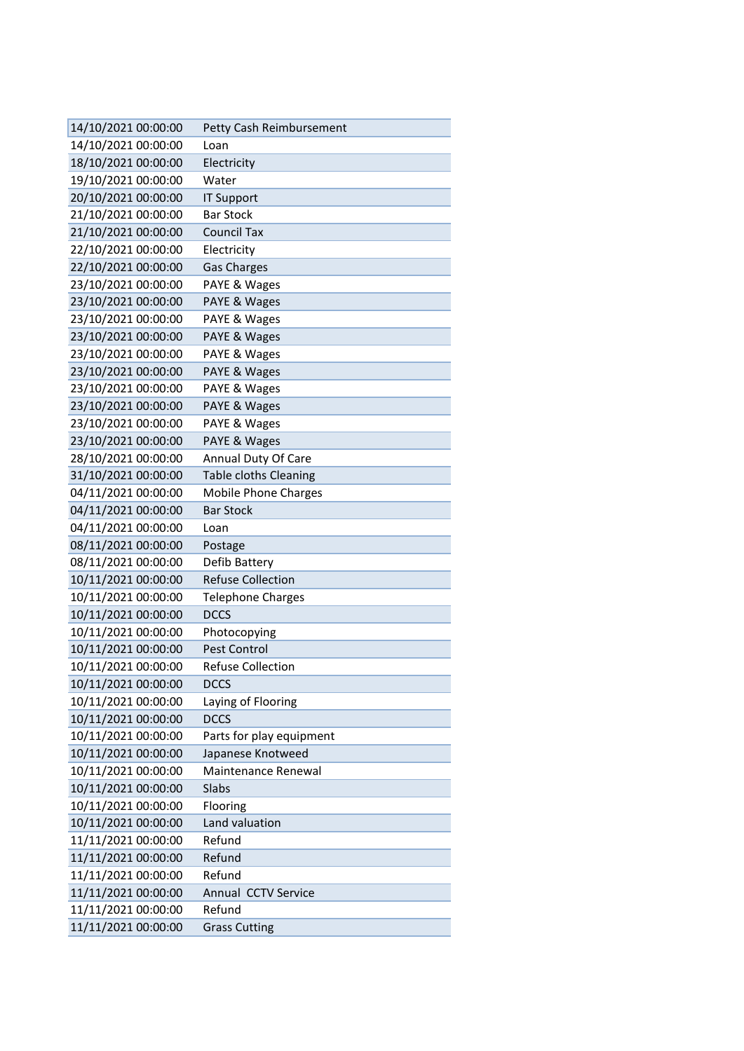| 14/10/2021 00:00:00 | Petty Cash Reimbursement |
|---|---|
| 14/10/2021 00:00:00 | Loan |
| 18/10/2021 00:00:00 | Electricity |
| 19/10/2021 00:00:00 | Water |
| 20/10/2021 00:00:00 | IT Support |
| 21/10/2021 00:00:00 | Bar Stock |
| 21/10/2021 00:00:00 | Council Tax |
| 22/10/2021 00:00:00 | Electricity |
| 22/10/2021 00:00:00 | Gas Charges |
| 23/10/2021 00:00:00 | PAYE & Wages |
| 23/10/2021 00:00:00 | PAYE & Wages |
| 23/10/2021 00:00:00 | PAYE & Wages |
| 23/10/2021 00:00:00 | PAYE & Wages |
| 23/10/2021 00:00:00 | PAYE & Wages |
| 23/10/2021 00:00:00 | PAYE & Wages |
| 23/10/2021 00:00:00 | PAYE & Wages |
| 23/10/2021 00:00:00 | PAYE & Wages |
| 23/10/2021 00:00:00 | PAYE & Wages |
| 23/10/2021 00:00:00 | PAYE & Wages |
| 28/10/2021 00:00:00 | Annual Duty Of Care |
| 31/10/2021 00:00:00 | Table cloths Cleaning |
| 04/11/2021 00:00:00 | Mobile Phone Charges |
| 04/11/2021 00:00:00 | Bar Stock |
| 04/11/2021 00:00:00 | Loan |
| 08/11/2021 00:00:00 | Postage |
| 08/11/2021 00:00:00 | Defib Battery |
| 10/11/2021 00:00:00 | Refuse Collection |
| 10/11/2021 00:00:00 | Telephone Charges |
| 10/11/2021 00:00:00 | DCCS |
| 10/11/2021 00:00:00 | Photocopying |
| 10/11/2021 00:00:00 | Pest Control |
| 10/11/2021 00:00:00 | Refuse Collection |
| 10/11/2021 00:00:00 | DCCS |
| 10/11/2021 00:00:00 | Laying of Flooring |
| 10/11/2021 00:00:00 | DCCS |
| 10/11/2021 00:00:00 | Parts for play equipment |
| 10/11/2021 00:00:00 | Japanese Knotweed |
| 10/11/2021 00:00:00 | Maintenance Renewal |
| 10/11/2021 00:00:00 | Slabs |
| 10/11/2021 00:00:00 | Flooring |
| 10/11/2021 00:00:00 | Land valuation |
| 11/11/2021 00:00:00 | Refund |
| 11/11/2021 00:00:00 | Refund |
| 11/11/2021 00:00:00 | Refund |
| 11/11/2021 00:00:00 | Annual CCTV Service |
| 11/11/2021 00:00:00 | Refund |
| 11/11/2021 00:00:00 | Grass Cutting |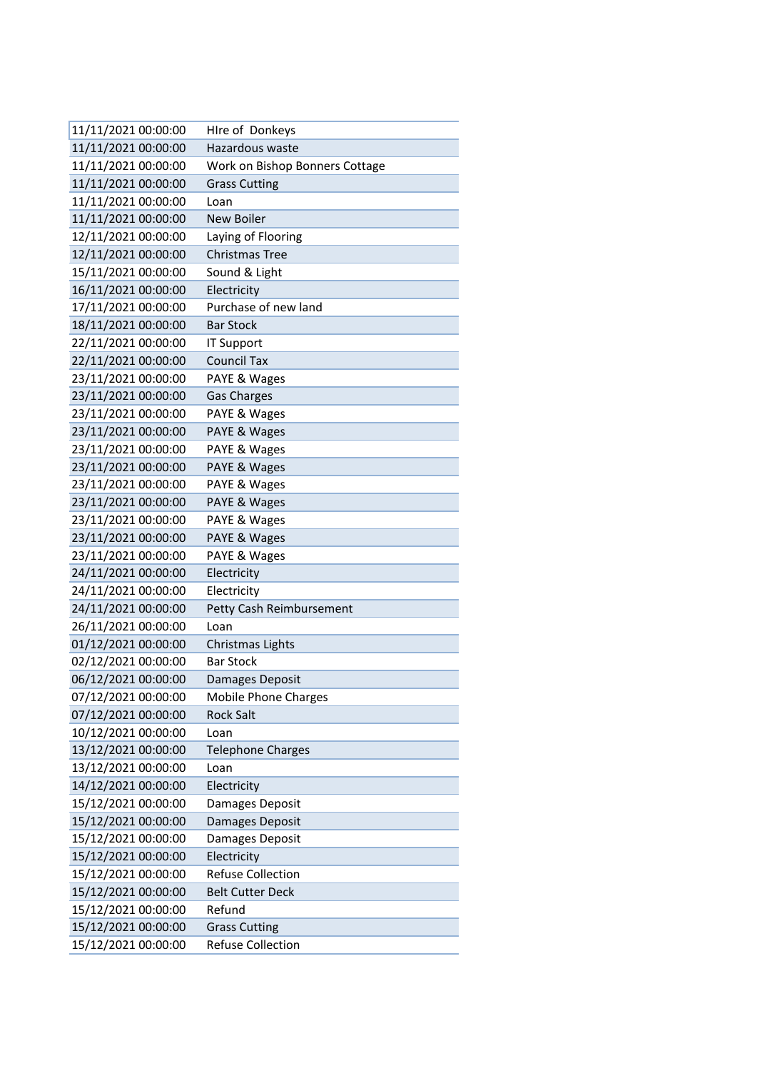| | |
|---|---|
| 11/11/2021 00:00:00 | HIre of  Donkeys |
| 11/11/2021 00:00:00 | Hazardous waste |
| 11/11/2021 00:00:00 | Work on Bishop Bonners Cottage |
| 11/11/2021 00:00:00 | Grass Cutting |
| 11/11/2021 00:00:00 | Loan |
| 11/11/2021 00:00:00 | New Boiler |
| 12/11/2021 00:00:00 | Laying of Flooring |
| 12/11/2021 00:00:00 | Christmas Tree |
| 15/11/2021 00:00:00 | Sound & Light |
| 16/11/2021 00:00:00 | Electricity |
| 17/11/2021 00:00:00 | Purchase of new land |
| 18/11/2021 00:00:00 | Bar Stock |
| 22/11/2021 00:00:00 | IT Support |
| 22/11/2021 00:00:00 | Council Tax |
| 23/11/2021 00:00:00 | PAYE & Wages |
| 23/11/2021 00:00:00 | Gas Charges |
| 23/11/2021 00:00:00 | PAYE & Wages |
| 23/11/2021 00:00:00 | PAYE & Wages |
| 23/11/2021 00:00:00 | PAYE & Wages |
| 23/11/2021 00:00:00 | PAYE & Wages |
| 23/11/2021 00:00:00 | PAYE & Wages |
| 23/11/2021 00:00:00 | PAYE & Wages |
| 23/11/2021 00:00:00 | PAYE & Wages |
| 23/11/2021 00:00:00 | PAYE & Wages |
| 23/11/2021 00:00:00 | PAYE & Wages |
| 24/11/2021 00:00:00 | Electricity |
| 24/11/2021 00:00:00 | Electricity |
| 24/11/2021 00:00:00 | Petty Cash Reimbursement |
| 26/11/2021 00:00:00 | Loan |
| 01/12/2021 00:00:00 | Christmas Lights |
| 02/12/2021 00:00:00 | Bar Stock |
| 06/12/2021 00:00:00 | Damages Deposit |
| 07/12/2021 00:00:00 | Mobile Phone Charges |
| 07/12/2021 00:00:00 | Rock Salt |
| 10/12/2021 00:00:00 | Loan |
| 13/12/2021 00:00:00 | Telephone Charges |
| 13/12/2021 00:00:00 | Loan |
| 14/12/2021 00:00:00 | Electricity |
| 15/12/2021 00:00:00 | Damages Deposit |
| 15/12/2021 00:00:00 | Damages Deposit |
| 15/12/2021 00:00:00 | Damages Deposit |
| 15/12/2021 00:00:00 | Electricity |
| 15/12/2021 00:00:00 | Refuse Collection |
| 15/12/2021 00:00:00 | Belt Cutter Deck |
| 15/12/2021 00:00:00 | Refund |
| 15/12/2021 00:00:00 | Grass Cutting |
| 15/12/2021 00:00:00 | Refuse Collection |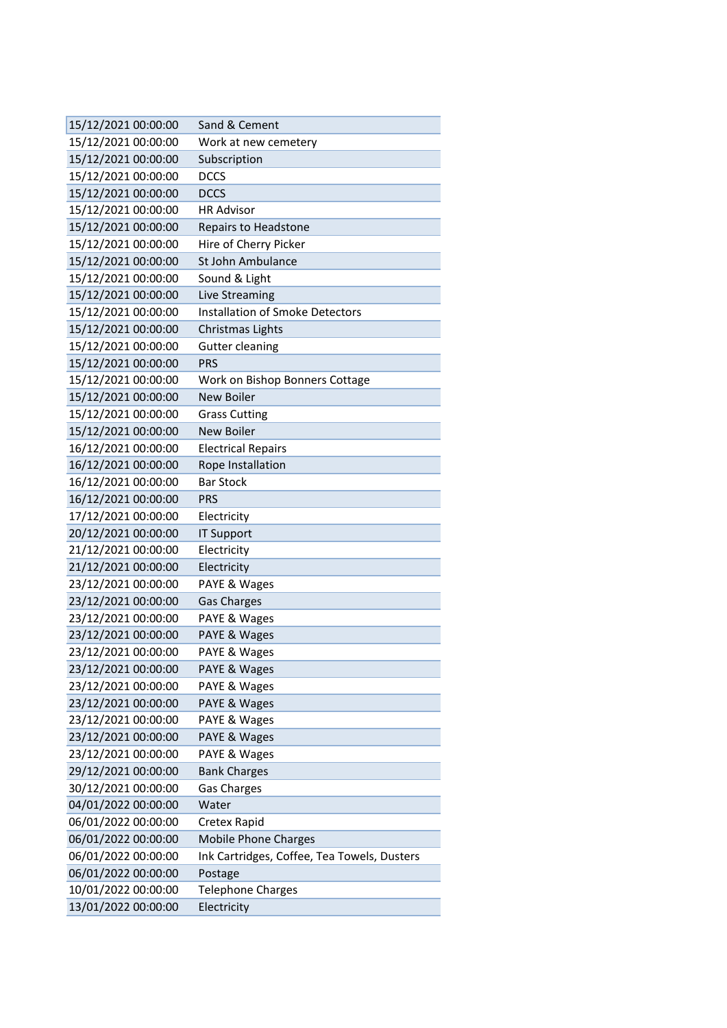| | |
|---|---|
| 15/12/2021 00:00:00 | Sand & Cement |
| 15/12/2021 00:00:00 | Work at new cemetery |
| 15/12/2021 00:00:00 | Subscription |
| 15/12/2021 00:00:00 | DCCS |
| 15/12/2021 00:00:00 | DCCS |
| 15/12/2021 00:00:00 | HR Advisor |
| 15/12/2021 00:00:00 | Repairs to Headstone |
| 15/12/2021 00:00:00 | Hire of Cherry Picker |
| 15/12/2021 00:00:00 | St John Ambulance |
| 15/12/2021 00:00:00 | Sound & Light |
| 15/12/2021 00:00:00 | Live Streaming |
| 15/12/2021 00:00:00 | Installation of Smoke Detectors |
| 15/12/2021 00:00:00 | Christmas Lights |
| 15/12/2021 00:00:00 | Gutter cleaning |
| 15/12/2021 00:00:00 | PRS |
| 15/12/2021 00:00:00 | Work on Bishop Bonners Cottage |
| 15/12/2021 00:00:00 | New Boiler |
| 15/12/2021 00:00:00 | Grass Cutting |
| 15/12/2021 00:00:00 | New Boiler |
| 16/12/2021 00:00:00 | Electrical Repairs |
| 16/12/2021 00:00:00 | Rope Installation |
| 16/12/2021 00:00:00 | Bar Stock |
| 16/12/2021 00:00:00 | PRS |
| 17/12/2021 00:00:00 | Electricity |
| 20/12/2021 00:00:00 | IT Support |
| 21/12/2021 00:00:00 | Electricity |
| 21/12/2021 00:00:00 | Electricity |
| 23/12/2021 00:00:00 | PAYE & Wages |
| 23/12/2021 00:00:00 | Gas Charges |
| 23/12/2021 00:00:00 | PAYE & Wages |
| 23/12/2021 00:00:00 | PAYE & Wages |
| 23/12/2021 00:00:00 | PAYE & Wages |
| 23/12/2021 00:00:00 | PAYE & Wages |
| 23/12/2021 00:00:00 | PAYE & Wages |
| 23/12/2021 00:00:00 | PAYE & Wages |
| 23/12/2021 00:00:00 | PAYE & Wages |
| 23/12/2021 00:00:00 | PAYE & Wages |
| 23/12/2021 00:00:00 | PAYE & Wages |
| 29/12/2021 00:00:00 | Bank Charges |
| 30/12/2021 00:00:00 | Gas Charges |
| 04/01/2022 00:00:00 | Water |
| 06/01/2022 00:00:00 | Cretex Rapid |
| 06/01/2022 00:00:00 | Mobile Phone Charges |
| 06/01/2022 00:00:00 | Ink Cartridges, Coffee, Tea Towels, Dusters |
| 06/01/2022 00:00:00 | Postage |
| 10/01/2022 00:00:00 | Telephone Charges |
| 13/01/2022 00:00:00 | Electricity |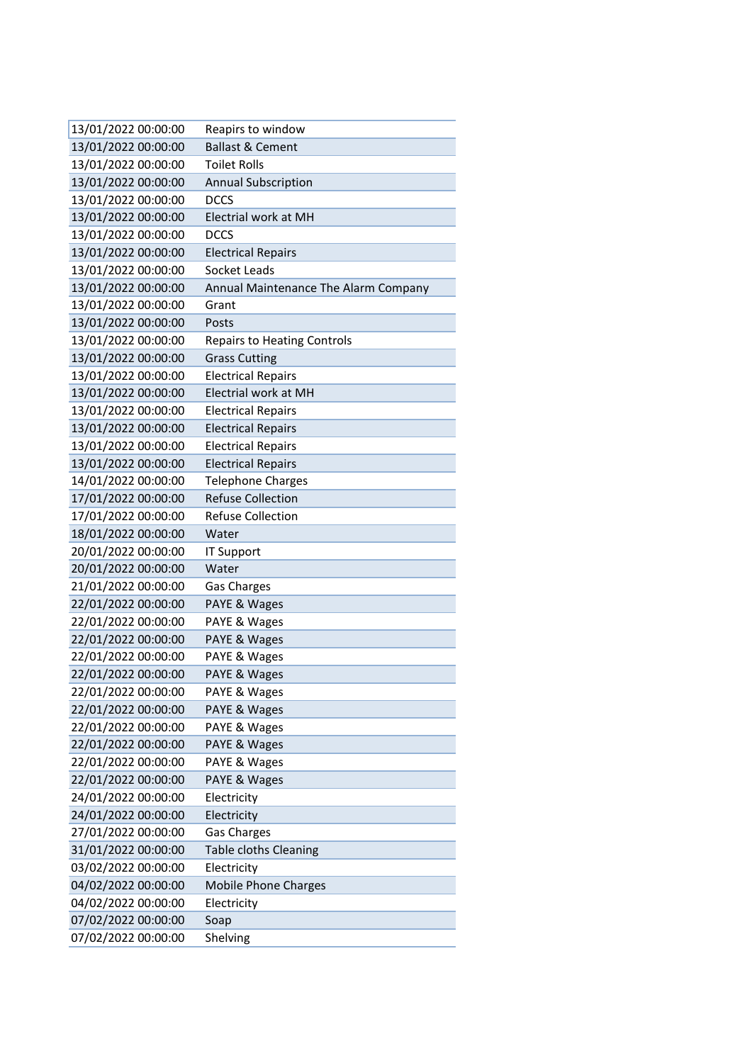| | |
|---|---|
| 13/01/2022 00:00:00 | Reapirs to window |
| 13/01/2022 00:00:00 | Ballast & Cement |
| 13/01/2022 00:00:00 | Toilet Rolls |
| 13/01/2022 00:00:00 | Annual Subscription |
| 13/01/2022 00:00:00 | DCCS |
| 13/01/2022 00:00:00 | Electrial work at MH |
| 13/01/2022 00:00:00 | DCCS |
| 13/01/2022 00:00:00 | Electrical Repairs |
| 13/01/2022 00:00:00 | Socket Leads |
| 13/01/2022 00:00:00 | Annual Maintenance The Alarm Company |
| 13/01/2022 00:00:00 | Grant |
| 13/01/2022 00:00:00 | Posts |
| 13/01/2022 00:00:00 | Repairs to Heating Controls |
| 13/01/2022 00:00:00 | Grass Cutting |
| 13/01/2022 00:00:00 | Electrical Repairs |
| 13/01/2022 00:00:00 | Electrial work at MH |
| 13/01/2022 00:00:00 | Electrical Repairs |
| 13/01/2022 00:00:00 | Electrical Repairs |
| 13/01/2022 00:00:00 | Electrical Repairs |
| 13/01/2022 00:00:00 | Electrical Repairs |
| 14/01/2022 00:00:00 | Telephone Charges |
| 17/01/2022 00:00:00 | Refuse Collection |
| 17/01/2022 00:00:00 | Refuse Collection |
| 18/01/2022 00:00:00 | Water |
| 20/01/2022 00:00:00 | IT Support |
| 20/01/2022 00:00:00 | Water |
| 21/01/2022 00:00:00 | Gas Charges |
| 22/01/2022 00:00:00 | PAYE & Wages |
| 22/01/2022 00:00:00 | PAYE & Wages |
| 22/01/2022 00:00:00 | PAYE & Wages |
| 22/01/2022 00:00:00 | PAYE & Wages |
| 22/01/2022 00:00:00 | PAYE & Wages |
| 22/01/2022 00:00:00 | PAYE & Wages |
| 22/01/2022 00:00:00 | PAYE & Wages |
| 22/01/2022 00:00:00 | PAYE & Wages |
| 22/01/2022 00:00:00 | PAYE & Wages |
| 22/01/2022 00:00:00 | PAYE & Wages |
| 22/01/2022 00:00:00 | PAYE & Wages |
| 24/01/2022 00:00:00 | Electricity |
| 24/01/2022 00:00:00 | Electricity |
| 27/01/2022 00:00:00 | Gas Charges |
| 31/01/2022 00:00:00 | Table cloths Cleaning |
| 03/02/2022 00:00:00 | Electricity |
| 04/02/2022 00:00:00 | Mobile Phone Charges |
| 04/02/2022 00:00:00 | Electricity |
| 07/02/2022 00:00:00 | Soap |
| 07/02/2022 00:00:00 | Shelving |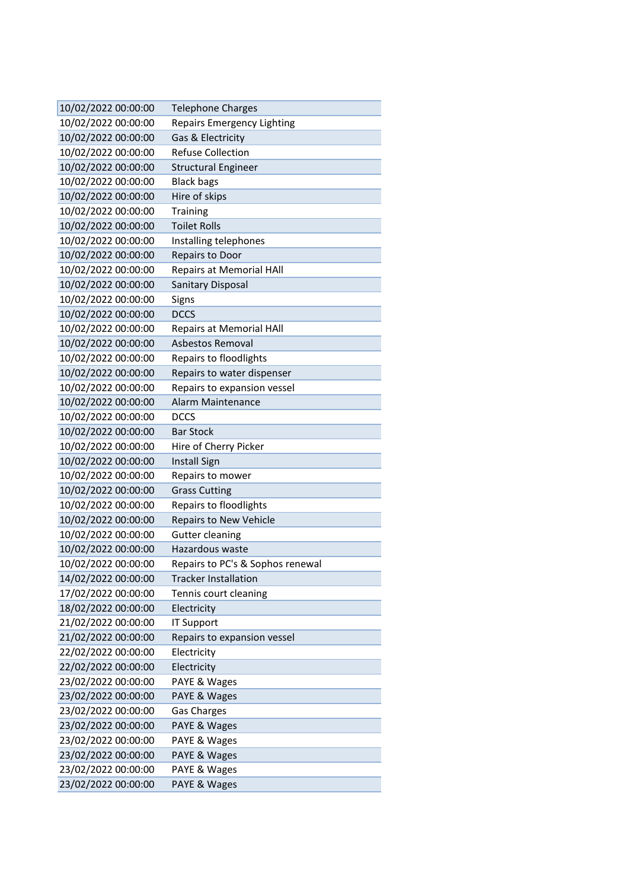| | |
|---|---|
| 10/02/2022 00:00:00 | Telephone Charges |
| 10/02/2022 00:00:00 | Repairs Emergency Lighting |
| 10/02/2022 00:00:00 | Gas & Electricity |
| 10/02/2022 00:00:00 | Refuse Collection |
| 10/02/2022 00:00:00 | Structural Engineer |
| 10/02/2022 00:00:00 | Black bags |
| 10/02/2022 00:00:00 | Hire of skips |
| 10/02/2022 00:00:00 | Training |
| 10/02/2022 00:00:00 | Toilet Rolls |
| 10/02/2022 00:00:00 | Installing telephones |
| 10/02/2022 00:00:00 | Repairs to Door |
| 10/02/2022 00:00:00 | Repairs at Memorial HAll |
| 10/02/2022 00:00:00 | Sanitary Disposal |
| 10/02/2022 00:00:00 | Signs |
| 10/02/2022 00:00:00 | DCCS |
| 10/02/2022 00:00:00 | Repairs at Memorial HAll |
| 10/02/2022 00:00:00 | Asbestos Removal |
| 10/02/2022 00:00:00 | Repairs to floodlights |
| 10/02/2022 00:00:00 | Repairs to water dispenser |
| 10/02/2022 00:00:00 | Repairs to expansion vessel |
| 10/02/2022 00:00:00 | Alarm Maintenance |
| 10/02/2022 00:00:00 | DCCS |
| 10/02/2022 00:00:00 | Bar Stock |
| 10/02/2022 00:00:00 | Hire of Cherry Picker |
| 10/02/2022 00:00:00 | Install Sign |
| 10/02/2022 00:00:00 | Repairs to mower |
| 10/02/2022 00:00:00 | Grass Cutting |
| 10/02/2022 00:00:00 | Repairs to floodlights |
| 10/02/2022 00:00:00 | Repairs to New Vehicle |
| 10/02/2022 00:00:00 | Gutter cleaning |
| 10/02/2022 00:00:00 | Hazardous waste |
| 10/02/2022 00:00:00 | Repairs to PC's & Sophos renewal |
| 14/02/2022 00:00:00 | Tracker Installation |
| 17/02/2022 00:00:00 | Tennis court cleaning |
| 18/02/2022 00:00:00 | Electricity |
| 21/02/2022 00:00:00 | IT Support |
| 21/02/2022 00:00:00 | Repairs to expansion vessel |
| 22/02/2022 00:00:00 | Electricity |
| 22/02/2022 00:00:00 | Electricity |
| 23/02/2022 00:00:00 | PAYE & Wages |
| 23/02/2022 00:00:00 | PAYE & Wages |
| 23/02/2022 00:00:00 | Gas Charges |
| 23/02/2022 00:00:00 | PAYE & Wages |
| 23/02/2022 00:00:00 | PAYE & Wages |
| 23/02/2022 00:00:00 | PAYE & Wages |
| 23/02/2022 00:00:00 | PAYE & Wages |
| 23/02/2022 00:00:00 | PAYE & Wages |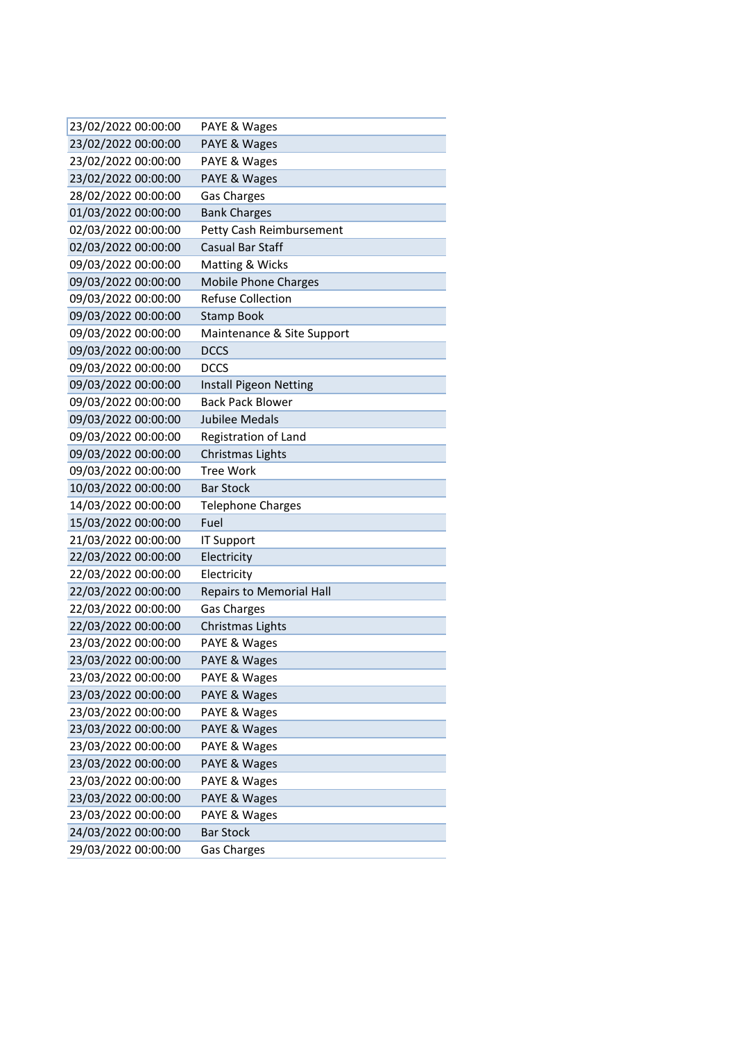| | |
|---|---|
| 23/02/2022 00:00:00 | PAYE & Wages |
| 23/02/2022 00:00:00 | PAYE & Wages |
| 23/02/2022 00:00:00 | PAYE & Wages |
| 23/02/2022 00:00:00 | PAYE & Wages |
| 28/02/2022 00:00:00 | Gas Charges |
| 01/03/2022 00:00:00 | Bank Charges |
| 02/03/2022 00:00:00 | Petty Cash Reimbursement |
| 02/03/2022 00:00:00 | Casual Bar Staff |
| 09/03/2022 00:00:00 | Matting & Wicks |
| 09/03/2022 00:00:00 | Mobile Phone Charges |
| 09/03/2022 00:00:00 | Refuse Collection |
| 09/03/2022 00:00:00 | Stamp Book |
| 09/03/2022 00:00:00 | Maintenance & Site Support |
| 09/03/2022 00:00:00 | DCCS |
| 09/03/2022 00:00:00 | DCCS |
| 09/03/2022 00:00:00 | Install Pigeon Netting |
| 09/03/2022 00:00:00 | Back Pack Blower |
| 09/03/2022 00:00:00 | Jubilee Medals |
| 09/03/2022 00:00:00 | Registration of Land |
| 09/03/2022 00:00:00 | Christmas Lights |
| 09/03/2022 00:00:00 | Tree Work |
| 10/03/2022 00:00:00 | Bar Stock |
| 14/03/2022 00:00:00 | Telephone Charges |
| 15/03/2022 00:00:00 | Fuel |
| 21/03/2022 00:00:00 | IT Support |
| 22/03/2022 00:00:00 | Electricity |
| 22/03/2022 00:00:00 | Electricity |
| 22/03/2022 00:00:00 | Repairs to Memorial Hall |
| 22/03/2022 00:00:00 | Gas Charges |
| 22/03/2022 00:00:00 | Christmas Lights |
| 23/03/2022 00:00:00 | PAYE & Wages |
| 23/03/2022 00:00:00 | PAYE & Wages |
| 23/03/2022 00:00:00 | PAYE & Wages |
| 23/03/2022 00:00:00 | PAYE & Wages |
| 23/03/2022 00:00:00 | PAYE & Wages |
| 23/03/2022 00:00:00 | PAYE & Wages |
| 23/03/2022 00:00:00 | PAYE & Wages |
| 23/03/2022 00:00:00 | PAYE & Wages |
| 23/03/2022 00:00:00 | PAYE & Wages |
| 23/03/2022 00:00:00 | PAYE & Wages |
| 23/03/2022 00:00:00 | PAYE & Wages |
| 24/03/2022 00:00:00 | Bar Stock |
| 29/03/2022 00:00:00 | Gas Charges |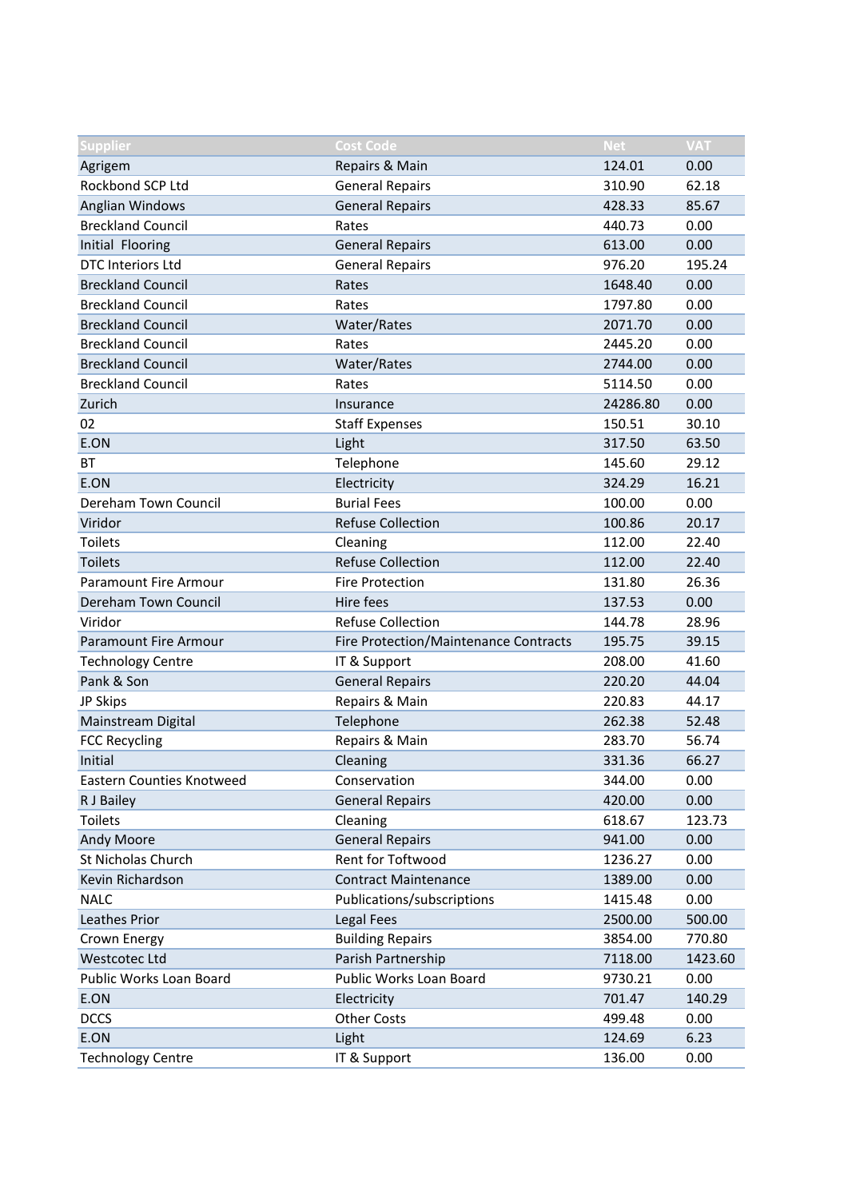| Supplier | Cost Code | Net | VAT |
|---|---|---|---|
| Agrigem | Repairs & Main | 124.01 | 0.00 |
| Rockbond SCP Ltd | General Repairs | 310.90 | 62.18 |
| Anglian Windows | General Repairs | 428.33 | 85.67 |
| Breckland Council | Rates | 440.73 | 0.00 |
| Initial  Flooring | General Repairs | 613.00 | 0.00 |
| DTC Interiors Ltd | General Repairs | 976.20 | 195.24 |
| Breckland Council | Rates | 1648.40 | 0.00 |
| Breckland Council | Rates | 1797.80 | 0.00 |
| Breckland Council | Water/Rates | 2071.70 | 0.00 |
| Breckland Council | Rates | 2445.20 | 0.00 |
| Breckland Council | Water/Rates | 2744.00 | 0.00 |
| Breckland Council | Rates | 5114.50 | 0.00 |
| Zurich | Insurance | 24286.80 | 0.00 |
| 02 | Staff Expenses | 150.51 | 30.10 |
| E.ON | Light | 317.50 | 63.50 |
| BT | Telephone | 145.60 | 29.12 |
| E.ON | Electricity | 324.29 | 16.21 |
| Dereham Town Council | Burial Fees | 100.00 | 0.00 |
| Viridor | Refuse Collection | 100.86 | 20.17 |
| Toilets | Cleaning | 112.00 | 22.40 |
| Toilets | Refuse Collection | 112.00 | 22.40 |
| Paramount Fire Armour | Fire Protection | 131.80 | 26.36 |
| Dereham Town Council | Hire fees | 137.53 | 0.00 |
| Viridor | Refuse Collection | 144.78 | 28.96 |
| Paramount Fire Armour | Fire Protection/Maintenance Contracts | 195.75 | 39.15 |
| Technology Centre | IT & Support | 208.00 | 41.60 |
| Pank & Son | General Repairs | 220.20 | 44.04 |
| JP Skips | Repairs & Main | 220.83 | 44.17 |
| Mainstream Digital | Telephone | 262.38 | 52.48 |
| FCC Recycling | Repairs & Main | 283.70 | 56.74 |
| Initial | Cleaning | 331.36 | 66.27 |
| Eastern Counties Knotweed | Conservation | 344.00 | 0.00 |
| R J Bailey | General Repairs | 420.00 | 0.00 |
| Toilets | Cleaning | 618.67 | 123.73 |
| Andy Moore | General Repairs | 941.00 | 0.00 |
| St Nicholas Church | Rent for Toftwood | 1236.27 | 0.00 |
| Kevin Richardson | Contract Maintenance | 1389.00 | 0.00 |
| NALC | Publications/subscriptions | 1415.48 | 0.00 |
| Leathes Prior | Legal Fees | 2500.00 | 500.00 |
| Crown Energy | Building Repairs | 3854.00 | 770.80 |
| Westcotec Ltd | Parish Partnership | 7118.00 | 1423.60 |
| Public Works Loan Board | Public Works Loan Board | 9730.21 | 0.00 |
| E.ON | Electricity | 701.47 | 140.29 |
| DCCS | Other Costs | 499.48 | 0.00 |
| E.ON | Light | 124.69 | 6.23 |
| Technology Centre | IT & Support | 136.00 | 0.00 |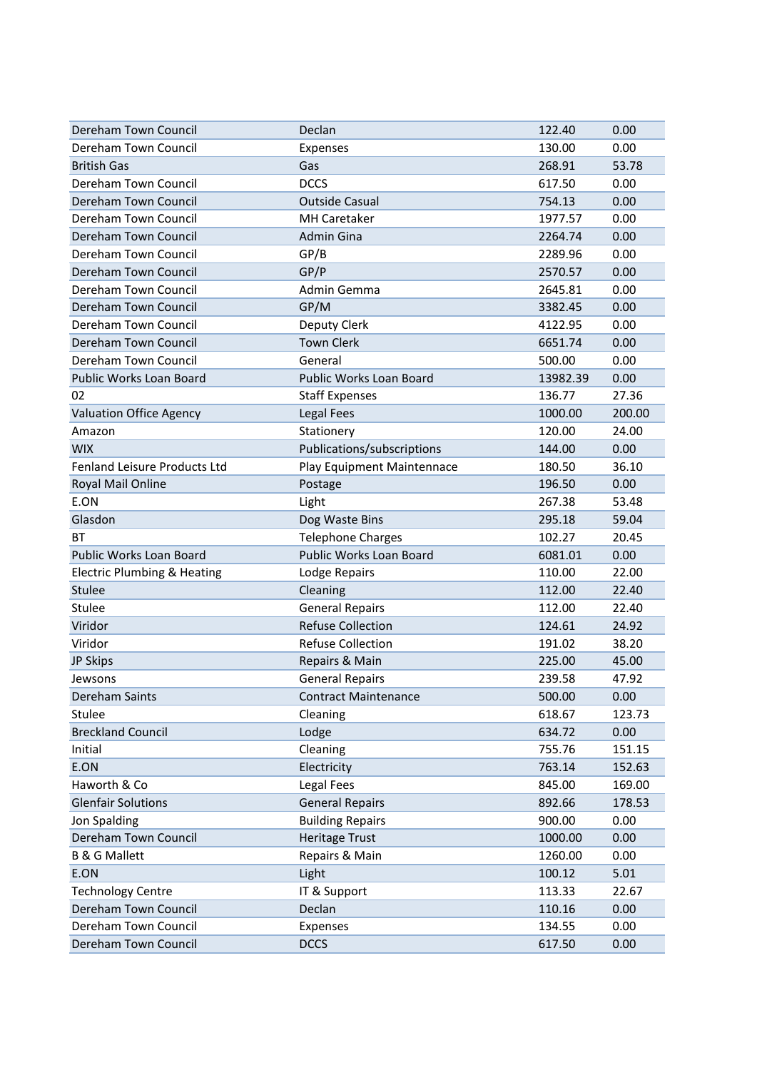| | | | |
|---|---|---|---|
| Dereham Town Council | Declan | 122.40 | 0.00 |
| Dereham Town Council | Expenses | 130.00 | 0.00 |
| British Gas | Gas | 268.91 | 53.78 |
| Dereham Town Council | DCCS | 617.50 | 0.00 |
| Dereham Town Council | Outside Casual | 754.13 | 0.00 |
| Dereham Town Council | MH Caretaker | 1977.57 | 0.00 |
| Dereham Town Council | Admin Gina | 2264.74 | 0.00 |
| Dereham Town Council | GP/B | 2289.96 | 0.00 |
| Dereham Town Council | GP/P | 2570.57 | 0.00 |
| Dereham Town Council | Admin Gemma | 2645.81 | 0.00 |
| Dereham Town Council | GP/M | 3382.45 | 0.00 |
| Dereham Town Council | Deputy Clerk | 4122.95 | 0.00 |
| Dereham Town Council | Town Clerk | 6651.74 | 0.00 |
| Dereham Town Council | General | 500.00 | 0.00 |
| Public Works Loan Board | Public Works Loan Board | 13982.39 | 0.00 |
| 02 | Staff Expenses | 136.77 | 27.36 |
| Valuation Office Agency | Legal Fees | 1000.00 | 200.00 |
| Amazon | Stationery | 120.00 | 24.00 |
| WIX | Publications/subscriptions | 144.00 | 0.00 |
| Fenland Leisure Products Ltd | Play Equipment Maintennace | 180.50 | 36.10 |
| Royal Mail Online | Postage | 196.50 | 0.00 |
| E.ON | Light | 267.38 | 53.48 |
| Glasdon | Dog Waste Bins | 295.18 | 59.04 |
| BT | Telephone Charges | 102.27 | 20.45 |
| Public Works Loan Board | Public Works Loan Board | 6081.01 | 0.00 |
| Electric Plumbing & Heating | Lodge Repairs | 110.00 | 22.00 |
| Stulee | Cleaning | 112.00 | 22.40 |
| Stulee | General Repairs | 112.00 | 22.40 |
| Viridor | Refuse Collection | 124.61 | 24.92 |
| Viridor | Refuse Collection | 191.02 | 38.20 |
| JP Skips | Repairs & Main | 225.00 | 45.00 |
| Jewsons | General Repairs | 239.58 | 47.92 |
| Dereham Saints | Contract Maintenance | 500.00 | 0.00 |
| Stulee | Cleaning | 618.67 | 123.73 |
| Breckland Council | Lodge | 634.72 | 0.00 |
| Initial | Cleaning | 755.76 | 151.15 |
| E.ON | Electricity | 763.14 | 152.63 |
| Haworth & Co | Legal Fees | 845.00 | 169.00 |
| Glenfair Solutions | General Repairs | 892.66 | 178.53 |
| Jon Spalding | Building Repairs | 900.00 | 0.00 |
| Dereham Town Council | Heritage Trust | 1000.00 | 0.00 |
| B & G Mallett | Repairs & Main | 1260.00 | 0.00 |
| E.ON | Light | 100.12 | 5.01 |
| Technology Centre | IT & Support | 113.33 | 22.67 |
| Dereham Town Council | Declan | 110.16 | 0.00 |
| Dereham Town Council | Expenses | 134.55 | 0.00 |
| Dereham Town Council | DCCS | 617.50 | 0.00 |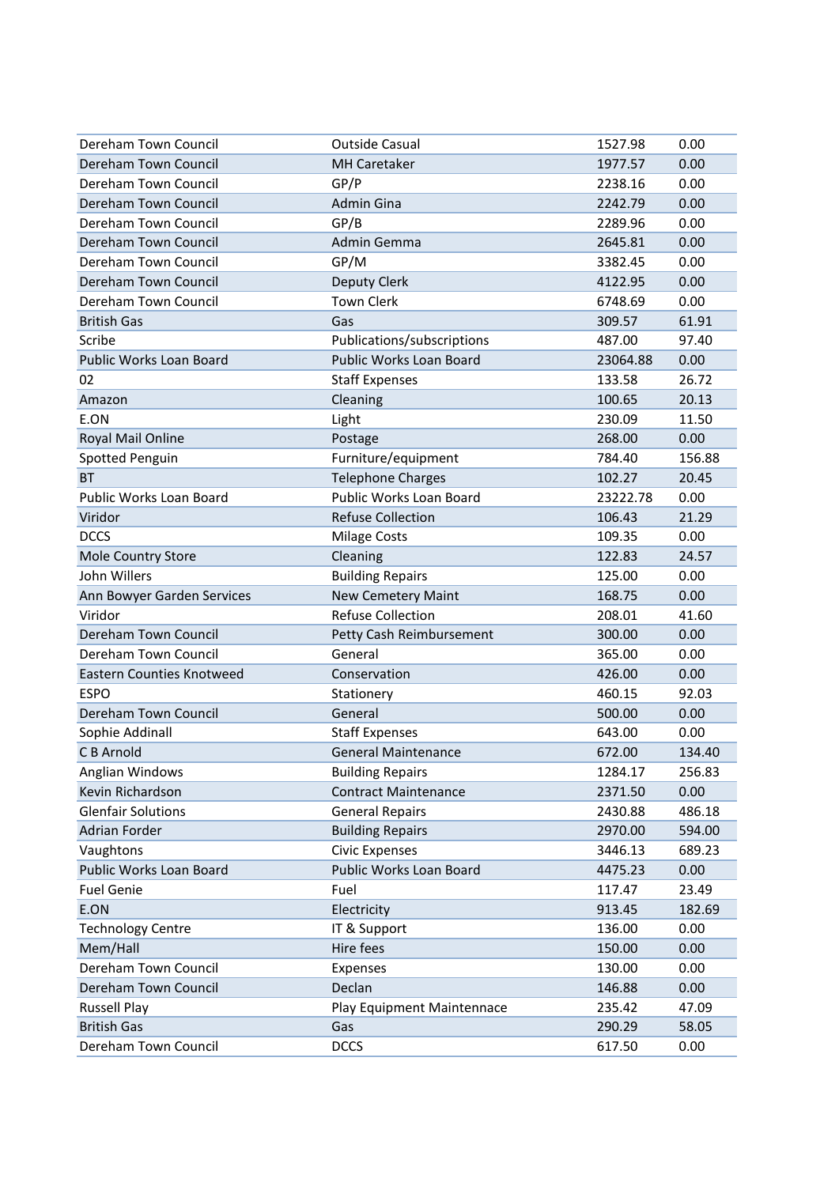| | | | |
|---|---|---|---|
| Dereham Town Council | Outside Casual | 1527.98 | 0.00 |
| Dereham Town Council | MH Caretaker | 1977.57 | 0.00 |
| Dereham Town Council | GP/P | 2238.16 | 0.00 |
| Dereham Town Council | Admin Gina | 2242.79 | 0.00 |
| Dereham Town Council | GP/B | 2289.96 | 0.00 |
| Dereham Town Council | Admin Gemma | 2645.81 | 0.00 |
| Dereham Town Council | GP/M | 3382.45 | 0.00 |
| Dereham Town Council | Deputy Clerk | 4122.95 | 0.00 |
| Dereham Town Council | Town Clerk | 6748.69 | 0.00 |
| British Gas | Gas | 309.57 | 61.91 |
| Scribe | Publications/subscriptions | 487.00 | 97.40 |
| Public Works Loan Board | Public Works Loan Board | 23064.88 | 0.00 |
| 02 | Staff Expenses | 133.58 | 26.72 |
| Amazon | Cleaning | 100.65 | 20.13 |
| E.ON | Light | 230.09 | 11.50 |
| Royal Mail Online | Postage | 268.00 | 0.00 |
| Spotted Penguin | Furniture/equipment | 784.40 | 156.88 |
| BT | Telephone Charges | 102.27 | 20.45 |
| Public Works Loan Board | Public Works Loan Board | 23222.78 | 0.00 |
| Viridor | Refuse Collection | 106.43 | 21.29 |
| DCCS | Milage Costs | 109.35 | 0.00 |
| Mole Country Store | Cleaning | 122.83 | 24.57 |
| John Willers | Building Repairs | 125.00 | 0.00 |
| Ann Bowyer Garden Services | New Cemetery Maint | 168.75 | 0.00 |
| Viridor | Refuse Collection | 208.01 | 41.60 |
| Dereham Town Council | Petty Cash Reimbursement | 300.00 | 0.00 |
| Dereham Town Council | General | 365.00 | 0.00 |
| Eastern Counties Knotweed | Conservation | 426.00 | 0.00 |
| ESPO | Stationery | 460.15 | 92.03 |
| Dereham Town Council | General | 500.00 | 0.00 |
| Sophie Addinall | Staff Expenses | 643.00 | 0.00 |
| C B Arnold | General Maintenance | 672.00 | 134.40 |
| Anglian Windows | Building Repairs | 1284.17 | 256.83 |
| Kevin Richardson | Contract Maintenance | 2371.50 | 0.00 |
| Glenfair Solutions | General Repairs | 2430.88 | 486.18 |
| Adrian Forder | Building Repairs | 2970.00 | 594.00 |
| Vaughtons | Civic Expenses | 3446.13 | 689.23 |
| Public Works Loan Board | Public Works Loan Board | 4475.23 | 0.00 |
| Fuel Genie | Fuel | 117.47 | 23.49 |
| E.ON | Electricity | 913.45 | 182.69 |
| Technology Centre | IT & Support | 136.00 | 0.00 |
| Mem/Hall | Hire fees | 150.00 | 0.00 |
| Dereham Town Council | Expenses | 130.00 | 0.00 |
| Dereham Town Council | Declan | 146.88 | 0.00 |
| Russell Play | Play Equipment Maintennace | 235.42 | 47.09 |
| British Gas | Gas | 290.29 | 58.05 |
| Dereham Town Council | DCCS | 617.50 | 0.00 |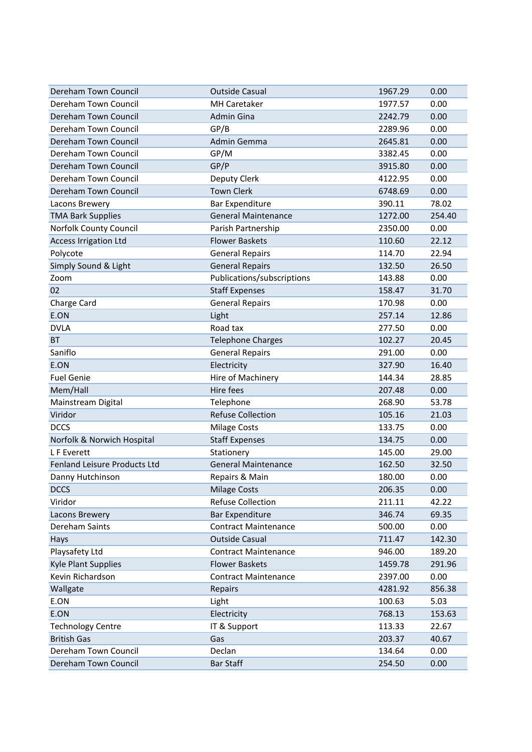| | | | |
|---|---|---|---|
| Dereham Town Council | Outside Casual | 1967.29 | 0.00 |
| Dereham Town Council | MH Caretaker | 1977.57 | 0.00 |
| Dereham Town Council | Admin Gina | 2242.79 | 0.00 |
| Dereham Town Council | GP/B | 2289.96 | 0.00 |
| Dereham Town Council | Admin Gemma | 2645.81 | 0.00 |
| Dereham Town Council | GP/M | 3382.45 | 0.00 |
| Dereham Town Council | GP/P | 3915.80 | 0.00 |
| Dereham Town Council | Deputy Clerk | 4122.95 | 0.00 |
| Dereham Town Council | Town Clerk | 6748.69 | 0.00 |
| Lacons Brewery | Bar Expenditure | 390.11 | 78.02 |
| TMA Bark Supplies | General Maintenance | 1272.00 | 254.40 |
| Norfolk County Council | Parish Partnership | 2350.00 | 0.00 |
| Access Irrigation Ltd | Flower Baskets | 110.60 | 22.12 |
| Polycote | General Repairs | 114.70 | 22.94 |
| Simply Sound & Light | General Repairs | 132.50 | 26.50 |
| Zoom | Publications/subscriptions | 143.88 | 0.00 |
| 02 | Staff Expenses | 158.47 | 31.70 |
| Charge Card | General Repairs | 170.98 | 0.00 |
| E.ON | Light | 257.14 | 12.86 |
| DVLA | Road tax | 277.50 | 0.00 |
| BT | Telephone Charges | 102.27 | 20.45 |
| Saniflo | General Repairs | 291.00 | 0.00 |
| E.ON | Electricity | 327.90 | 16.40 |
| Fuel Genie | Hire of Machinery | 144.34 | 28.85 |
| Mem/Hall | Hire fees | 207.48 | 0.00 |
| Mainstream Digital | Telephone | 268.90 | 53.78 |
| Viridor | Refuse Collection | 105.16 | 21.03 |
| DCCS | Milage Costs | 133.75 | 0.00 |
| Norfolk & Norwich Hospital | Staff Expenses | 134.75 | 0.00 |
| L F Everett | Stationery | 145.00 | 29.00 |
| Fenland Leisure Products Ltd | General Maintenance | 162.50 | 32.50 |
| Danny Hutchinson | Repairs & Main | 180.00 | 0.00 |
| DCCS | Milage Costs | 206.35 | 0.00 |
| Viridor | Refuse Collection | 211.11 | 42.22 |
| Lacons Brewery | Bar Expenditure | 346.74 | 69.35 |
| Dereham Saints | Contract Maintenance | 500.00 | 0.00 |
| Hays | Outside Casual | 711.47 | 142.30 |
| Playsafety Ltd | Contract Maintenance | 946.00 | 189.20 |
| Kyle Plant Supplies | Flower Baskets | 1459.78 | 291.96 |
| Kevin Richardson | Contract Maintenance | 2397.00 | 0.00 |
| Wallgate | Repairs | 4281.92 | 856.38 |
| E.ON | Light | 100.63 | 5.03 |
| E.ON | Electricity | 768.13 | 153.63 |
| Technology Centre | IT & Support | 113.33 | 22.67 |
| British Gas | Gas | 203.37 | 40.67 |
| Dereham Town Council | Declan | 134.64 | 0.00 |
| Dereham Town Council | Bar Staff | 254.50 | 0.00 |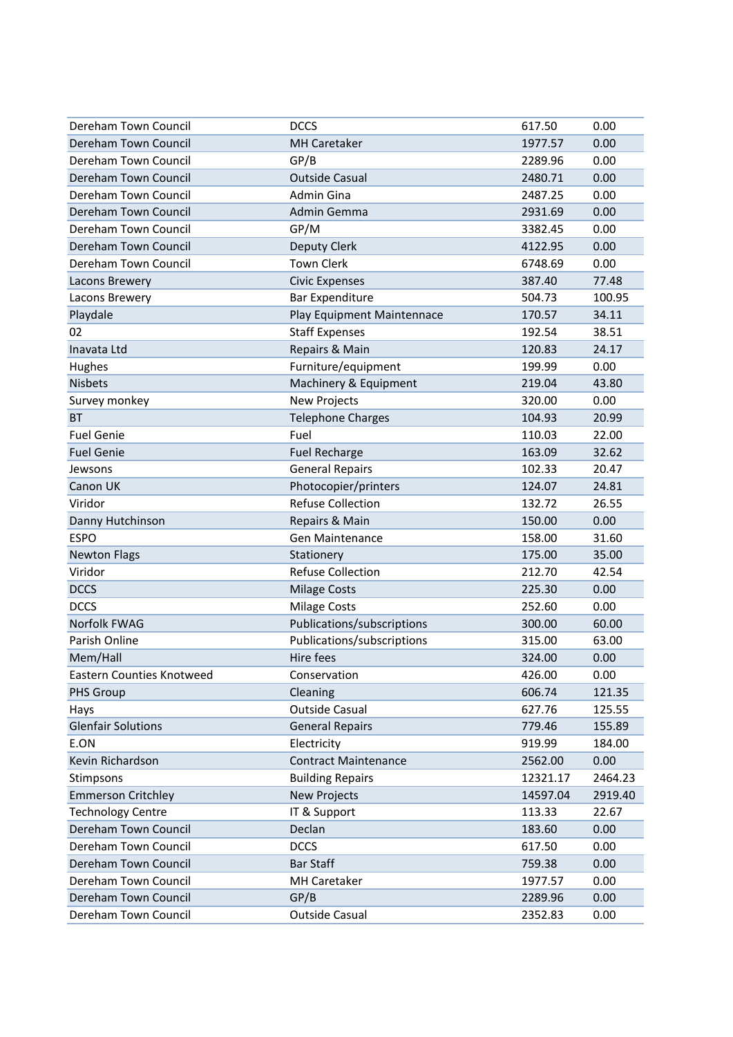| | | | |
|---|---|---|---|
| Dereham Town Council | DCCS | 617.50 | 0.00 |
| Dereham Town Council | MH Caretaker | 1977.57 | 0.00 |
| Dereham Town Council | GP/B | 2289.96 | 0.00 |
| Dereham Town Council | Outside Casual | 2480.71 | 0.00 |
| Dereham Town Council | Admin Gina | 2487.25 | 0.00 |
| Dereham Town Council | Admin Gemma | 2931.69 | 0.00 |
| Dereham Town Council | GP/M | 3382.45 | 0.00 |
| Dereham Town Council | Deputy Clerk | 4122.95 | 0.00 |
| Dereham Town Council | Town Clerk | 6748.69 | 0.00 |
| Lacons Brewery | Civic Expenses | 387.40 | 77.48 |
| Lacons Brewery | Bar Expenditure | 504.73 | 100.95 |
| Playdale | Play Equipment Maintennace | 170.57 | 34.11 |
| 02 | Staff Expenses | 192.54 | 38.51 |
| Inavata Ltd | Repairs & Main | 120.83 | 24.17 |
| Hughes | Furniture/equipment | 199.99 | 0.00 |
| Nisbets | Machinery & Equipment | 219.04 | 43.80 |
| Survey monkey | New Projects | 320.00 | 0.00 |
| BT | Telephone Charges | 104.93 | 20.99 |
| Fuel Genie | Fuel | 110.03 | 22.00 |
| Fuel Genie | Fuel Recharge | 163.09 | 32.62 |
| Jewsons | General Repairs | 102.33 | 20.47 |
| Canon UK | Photocopier/printers | 124.07 | 24.81 |
| Viridor | Refuse Collection | 132.72 | 26.55 |
| Danny Hutchinson | Repairs & Main | 150.00 | 0.00 |
| ESPO | Gen Maintenance | 158.00 | 31.60 |
| Newton Flags | Stationery | 175.00 | 35.00 |
| Viridor | Refuse Collection | 212.70 | 42.54 |
| DCCS | Milage Costs | 225.30 | 0.00 |
| DCCS | Milage Costs | 252.60 | 0.00 |
| Norfolk FWAG | Publications/subscriptions | 300.00 | 60.00 |
| Parish Online | Publications/subscriptions | 315.00 | 63.00 |
| Mem/Hall | Hire fees | 324.00 | 0.00 |
| Eastern Counties Knotweed | Conservation | 426.00 | 0.00 |
| PHS Group | Cleaning | 606.74 | 121.35 |
| Hays | Outside Casual | 627.76 | 125.55 |
| Glenfair Solutions | General Repairs | 779.46 | 155.89 |
| E.ON | Electricity | 919.99 | 184.00 |
| Kevin Richardson | Contract Maintenance | 2562.00 | 0.00 |
| Stimpsons | Building Repairs | 12321.17 | 2464.23 |
| Emmerson Critchley | New Projects | 14597.04 | 2919.40 |
| Technology Centre | IT & Support | 113.33 | 22.67 |
| Dereham Town Council | Declan | 183.60 | 0.00 |
| Dereham Town Council | DCCS | 617.50 | 0.00 |
| Dereham Town Council | Bar Staff | 759.38 | 0.00 |
| Dereham Town Council | MH Caretaker | 1977.57 | 0.00 |
| Dereham Town Council | GP/B | 2289.96 | 0.00 |
| Dereham Town Council | Outside Casual | 2352.83 | 0.00 |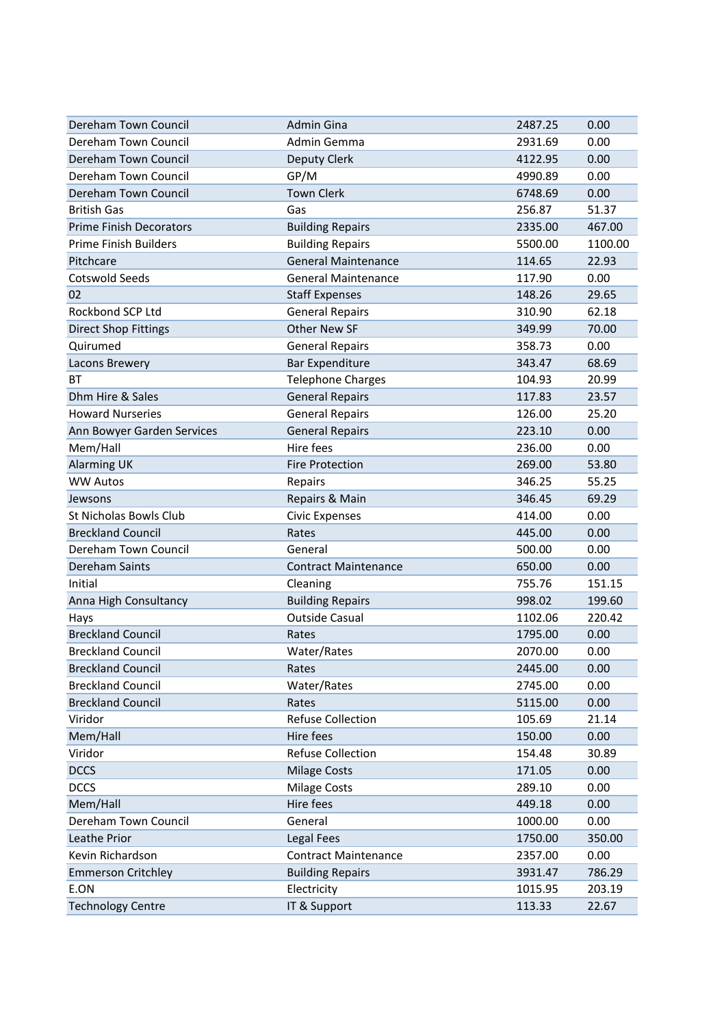| | | | |
|---|---|---|---|
| Dereham Town Council | Admin Gina | 2487.25 | 0.00 |
| Dereham Town Council | Admin Gemma | 2931.69 | 0.00 |
| Dereham Town Council | Deputy Clerk | 4122.95 | 0.00 |
| Dereham Town Council | GP/M | 4990.89 | 0.00 |
| Dereham Town Council | Town Clerk | 6748.69 | 0.00 |
| British Gas | Gas | 256.87 | 51.37 |
| Prime Finish Decorators | Building Repairs | 2335.00 | 467.00 |
| Prime Finish Builders | Building Repairs | 5500.00 | 1100.00 |
| Pitchcare | General Maintenance | 114.65 | 22.93 |
| Cotswold Seeds | General Maintenance | 117.90 | 0.00 |
| 02 | Staff Expenses | 148.26 | 29.65 |
| Rockbond SCP Ltd | General Repairs | 310.90 | 62.18 |
| Direct Shop Fittings | Other New SF | 349.99 | 70.00 |
| Quirumed | General Repairs | 358.73 | 0.00 |
| Lacons Brewery | Bar Expenditure | 343.47 | 68.69 |
| BT | Telephone Charges | 104.93 | 20.99 |
| Dhm Hire & Sales | General Repairs | 117.83 | 23.57 |
| Howard Nurseries | General Repairs | 126.00 | 25.20 |
| Ann Bowyer Garden Services | General Repairs | 223.10 | 0.00 |
| Mem/Hall | Hire fees | 236.00 | 0.00 |
| Alarming UK | Fire Protection | 269.00 | 53.80 |
| WW Autos | Repairs | 346.25 | 55.25 |
| Jewsons | Repairs & Main | 346.45 | 69.29 |
| St Nicholas Bowls Club | Civic Expenses | 414.00 | 0.00 |
| Breckland Council | Rates | 445.00 | 0.00 |
| Dereham Town Council | General | 500.00 | 0.00 |
| Dereham Saints | Contract Maintenance | 650.00 | 0.00 |
| Initial | Cleaning | 755.76 | 151.15 |
| Anna High Consultancy | Building Repairs | 998.02 | 199.60 |
| Hays | Outside Casual | 1102.06 | 220.42 |
| Breckland Council | Rates | 1795.00 | 0.00 |
| Breckland Council | Water/Rates | 2070.00 | 0.00 |
| Breckland Council | Rates | 2445.00 | 0.00 |
| Breckland Council | Water/Rates | 2745.00 | 0.00 |
| Breckland Council | Rates | 5115.00 | 0.00 |
| Viridor | Refuse Collection | 105.69 | 21.14 |
| Mem/Hall | Hire fees | 150.00 | 0.00 |
| Viridor | Refuse Collection | 154.48 | 30.89 |
| DCCS | Milage Costs | 171.05 | 0.00 |
| DCCS | Milage Costs | 289.10 | 0.00 |
| Mem/Hall | Hire fees | 449.18 | 0.00 |
| Dereham Town Council | General | 1000.00 | 0.00 |
| Leathe Prior | Legal Fees | 1750.00 | 350.00 |
| Kevin Richardson | Contract Maintenance | 2357.00 | 0.00 |
| Emmerson Critchley | Building Repairs | 3931.47 | 786.29 |
| E.ON | Electricity | 1015.95 | 203.19 |
| Technology Centre | IT & Support | 113.33 | 22.67 |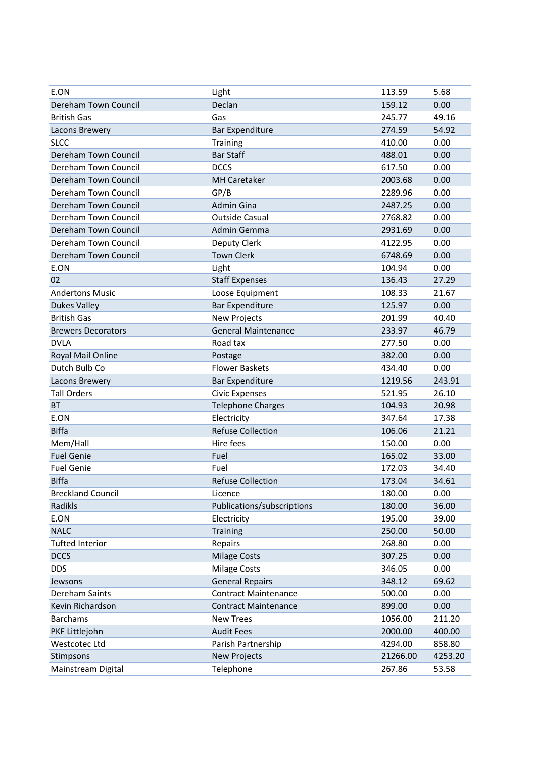| | | | |
|---|---|---|---|
| E.ON | Light | 113.59 | 5.68 |
| Dereham Town Council | Declan | 159.12 | 0.00 |
| British Gas | Gas | 245.77 | 49.16 |
| Lacons Brewery | Bar Expenditure | 274.59 | 54.92 |
| SLCC | Training | 410.00 | 0.00 |
| Dereham Town Council | Bar Staff | 488.01 | 0.00 |
| Dereham Town Council | DCCS | 617.50 | 0.00 |
| Dereham Town Council | MH Caretaker | 2003.68 | 0.00 |
| Dereham Town Council | GP/B | 2289.96 | 0.00 |
| Dereham Town Council | Admin Gina | 2487.25 | 0.00 |
| Dereham Town Council | Outside Casual | 2768.82 | 0.00 |
| Dereham Town Council | Admin Gemma | 2931.69 | 0.00 |
| Dereham Town Council | Deputy Clerk | 4122.95 | 0.00 |
| Dereham Town Council | Town Clerk | 6748.69 | 0.00 |
| E.ON | Light | 104.94 | 0.00 |
| 02 | Staff Expenses | 136.43 | 27.29 |
| Andertons Music | Loose Equipment | 108.33 | 21.67 |
| Dukes Valley | Bar Expenditure | 125.97 | 0.00 |
| British Gas | New Projects | 201.99 | 40.40 |
| Brewers Decorators | General Maintenance | 233.97 | 46.79 |
| DVLA | Road tax | 277.50 | 0.00 |
| Royal Mail Online | Postage | 382.00 | 0.00 |
| Dutch Bulb Co | Flower Baskets | 434.40 | 0.00 |
| Lacons Brewery | Bar Expenditure | 1219.56 | 243.91 |
| Tall Orders | Civic Expenses | 521.95 | 26.10 |
| BT | Telephone Charges | 104.93 | 20.98 |
| E.ON | Electricity | 347.64 | 17.38 |
| Biffa | Refuse Collection | 106.06 | 21.21 |
| Mem/Hall | Hire fees | 150.00 | 0.00 |
| Fuel Genie | Fuel | 165.02 | 33.00 |
| Fuel Genie | Fuel | 172.03 | 34.40 |
| Biffa | Refuse Collection | 173.04 | 34.61 |
| Breckland Council | Licence | 180.00 | 0.00 |
| Radikls | Publications/subscriptions | 180.00 | 36.00 |
| E.ON | Electricity | 195.00 | 39.00 |
| NALC | Training | 250.00 | 50.00 |
| Tufted Interior | Repairs | 268.80 | 0.00 |
| DCCS | Milage Costs | 307.25 | 0.00 |
| DDS | Milage Costs | 346.05 | 0.00 |
| Jewsons | General Repairs | 348.12 | 69.62 |
| Dereham Saints | Contract Maintenance | 500.00 | 0.00 |
| Kevin Richardson | Contract Maintenance | 899.00 | 0.00 |
| Barchams | New Trees | 1056.00 | 211.20 |
| PKF Littlejohn | Audit Fees | 2000.00 | 400.00 |
| Westcotec Ltd | Parish Partnership | 4294.00 | 858.80 |
| Stimpsons | New Projects | 21266.00 | 4253.20 |
| Mainstream Digital | Telephone | 267.86 | 53.58 |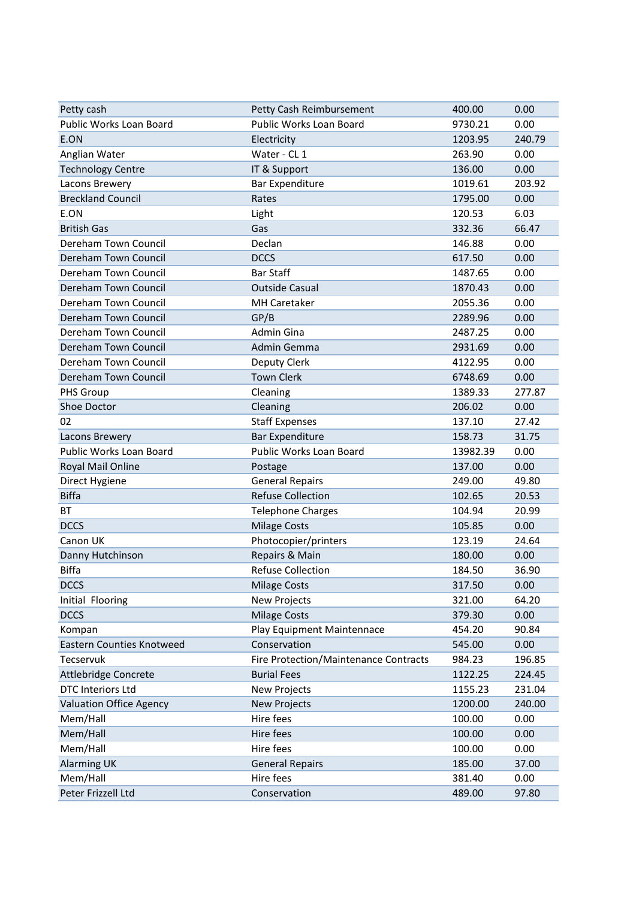| | | | |
|---|---|---|---|
| Petty cash | Petty Cash Reimbursement | 400.00 | 0.00 |
| Public Works Loan Board | Public Works Loan Board | 9730.21 | 0.00 |
| E.ON | Electricity | 1203.95 | 240.79 |
| Anglian Water | Water - CL 1 | 263.90 | 0.00 |
| Technology Centre | IT & Support | 136.00 | 0.00 |
| Lacons Brewery | Bar Expenditure | 1019.61 | 203.92 |
| Breckland Council | Rates | 1795.00 | 0.00 |
| E.ON | Light | 120.53 | 6.03 |
| British Gas | Gas | 332.36 | 66.47 |
| Dereham Town Council | Declan | 146.88 | 0.00 |
| Dereham Town Council | DCCS | 617.50 | 0.00 |
| Dereham Town Council | Bar Staff | 1487.65 | 0.00 |
| Dereham Town Council | Outside Casual | 1870.43 | 0.00 |
| Dereham Town Council | MH Caretaker | 2055.36 | 0.00 |
| Dereham Town Council | GP/B | 2289.96 | 0.00 |
| Dereham Town Council | Admin Gina | 2487.25 | 0.00 |
| Dereham Town Council | Admin Gemma | 2931.69 | 0.00 |
| Dereham Town Council | Deputy Clerk | 4122.95 | 0.00 |
| Dereham Town Council | Town Clerk | 6748.69 | 0.00 |
| PHS Group | Cleaning | 1389.33 | 277.87 |
| Shoe Doctor | Cleaning | 206.02 | 0.00 |
| 02 | Staff Expenses | 137.10 | 27.42 |
| Lacons Brewery | Bar Expenditure | 158.73 | 31.75 |
| Public Works Loan Board | Public Works Loan Board | 13982.39 | 0.00 |
| Royal Mail Online | Postage | 137.00 | 0.00 |
| Direct Hygiene | General Repairs | 249.00 | 49.80 |
| Biffa | Refuse Collection | 102.65 | 20.53 |
| BT | Telephone Charges | 104.94 | 20.99 |
| DCCS | Milage Costs | 105.85 | 0.00 |
| Canon UK | Photocopier/printers | 123.19 | 24.64 |
| Danny Hutchinson | Repairs & Main | 180.00 | 0.00 |
| Biffa | Refuse Collection | 184.50 | 36.90 |
| DCCS | Milage Costs | 317.50 | 0.00 |
| Initial Flooring | New Projects | 321.00 | 64.20 |
| DCCS | Milage Costs | 379.30 | 0.00 |
| Kompan | Play Equipment Maintennace | 454.20 | 90.84 |
| Eastern Counties Knotweed | Conservation | 545.00 | 0.00 |
| Tecservuk | Fire Protection/Maintenance Contracts | 984.23 | 196.85 |
| Attlebridge Concrete | Burial Fees | 1122.25 | 224.45 |
| DTC Interiors Ltd | New Projects | 1155.23 | 231.04 |
| Valuation Office Agency | New Projects | 1200.00 | 240.00 |
| Mem/Hall | Hire fees | 100.00 | 0.00 |
| Mem/Hall | Hire fees | 100.00 | 0.00 |
| Mem/Hall | Hire fees | 100.00 | 0.00 |
| Alarming UK | General Repairs | 185.00 | 37.00 |
| Mem/Hall | Hire fees | 381.40 | 0.00 |
| Peter Frizzell Ltd | Conservation | 489.00 | 97.80 |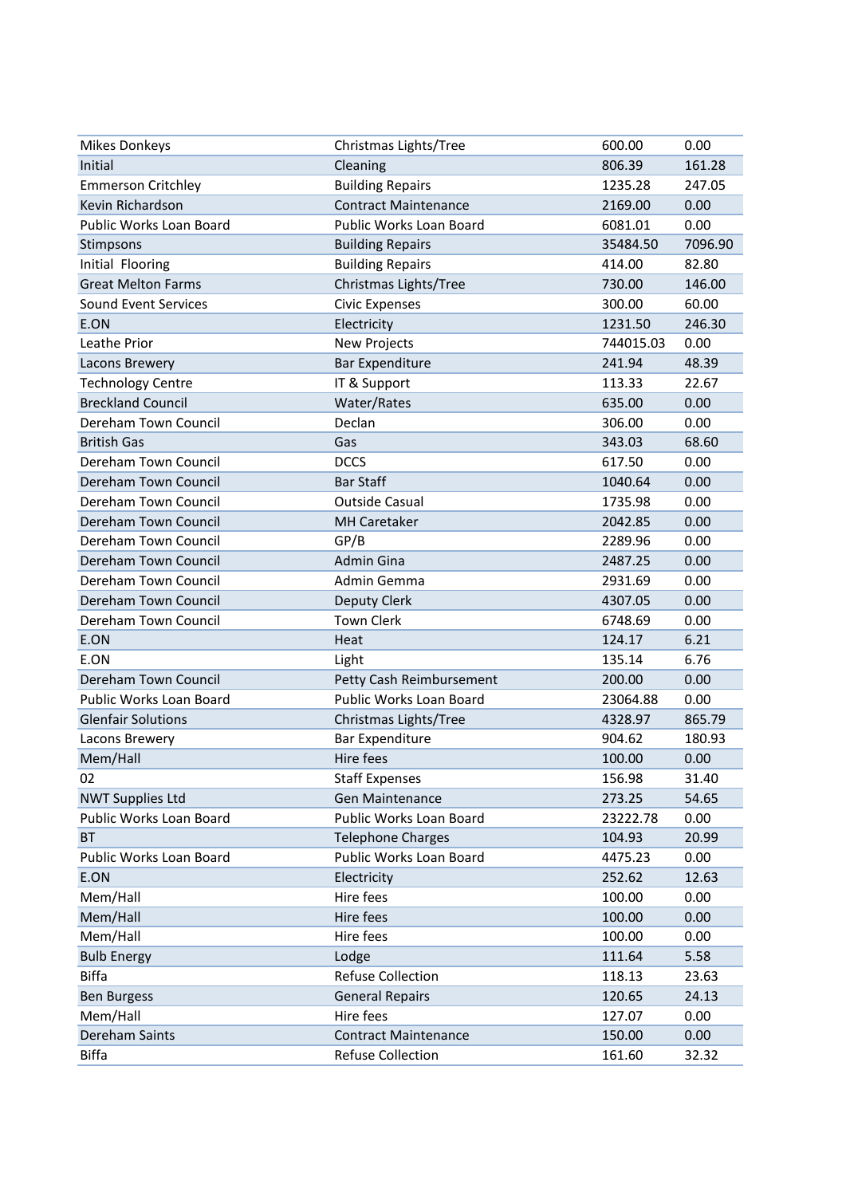| | | | |
|---|---|---|---|
| Mikes Donkeys | Christmas Lights/Tree | 600.00 | 0.00 |
| Initial | Cleaning | 806.39 | 161.28 |
| Emmerson Critchley | Building Repairs | 1235.28 | 247.05 |
| Kevin Richardson | Contract Maintenance | 2169.00 | 0.00 |
| Public Works Loan Board | Public Works Loan Board | 6081.01 | 0.00 |
| Stimpsons | Building Repairs | 35484.50 | 7096.90 |
| Initial  Flooring | Building Repairs | 414.00 | 82.80 |
| Great Melton Farms | Christmas Lights/Tree | 730.00 | 146.00 |
| Sound Event Services | Civic Expenses | 300.00 | 60.00 |
| E.ON | Electricity | 1231.50 | 246.30 |
| Leathe Prior | New Projects | 744015.03 | 0.00 |
| Lacons Brewery | Bar Expenditure | 241.94 | 48.39 |
| Technology Centre | IT & Support | 113.33 | 22.67 |
| Breckland Council | Water/Rates | 635.00 | 0.00 |
| Dereham Town Council | Declan | 306.00 | 0.00 |
| British Gas | Gas | 343.03 | 68.60 |
| Dereham Town Council | DCCS | 617.50 | 0.00 |
| Dereham Town Council | Bar Staff | 1040.64 | 0.00 |
| Dereham Town Council | Outside Casual | 1735.98 | 0.00 |
| Dereham Town Council | MH Caretaker | 2042.85 | 0.00 |
| Dereham Town Council | GP/B | 2289.96 | 0.00 |
| Dereham Town Council | Admin Gina | 2487.25 | 0.00 |
| Dereham Town Council | Admin Gemma | 2931.69 | 0.00 |
| Dereham Town Council | Deputy Clerk | 4307.05 | 0.00 |
| Dereham Town Council | Town Clerk | 6748.69 | 0.00 |
| E.ON | Heat | 124.17 | 6.21 |
| E.ON | Light | 135.14 | 6.76 |
| Dereham Town Council | Petty Cash Reimbursement | 200.00 | 0.00 |
| Public Works Loan Board | Public Works Loan Board | 23064.88 | 0.00 |
| Glenfair Solutions | Christmas Lights/Tree | 4328.97 | 865.79 |
| Lacons Brewery | Bar Expenditure | 904.62 | 180.93 |
| Mem/Hall | Hire fees | 100.00 | 0.00 |
| 02 | Staff Expenses | 156.98 | 31.40 |
| NWT Supplies Ltd | Gen Maintenance | 273.25 | 54.65 |
| Public Works Loan Board | Public Works Loan Board | 23222.78 | 0.00 |
| BT | Telephone Charges | 104.93 | 20.99 |
| Public Works Loan Board | Public Works Loan Board | 4475.23 | 0.00 |
| E.ON | Electricity | 252.62 | 12.63 |
| Mem/Hall | Hire fees | 100.00 | 0.00 |
| Mem/Hall | Hire fees | 100.00 | 0.00 |
| Mem/Hall | Hire fees | 100.00 | 0.00 |
| Bulb Energy | Lodge | 111.64 | 5.58 |
| Biffa | Refuse Collection | 118.13 | 23.63 |
| Ben Burgess | General Repairs | 120.65 | 24.13 |
| Mem/Hall | Hire fees | 127.07 | 0.00 |
| Dereham Saints | Contract Maintenance | 150.00 | 0.00 |
| Biffa | Refuse Collection | 161.60 | 32.32 |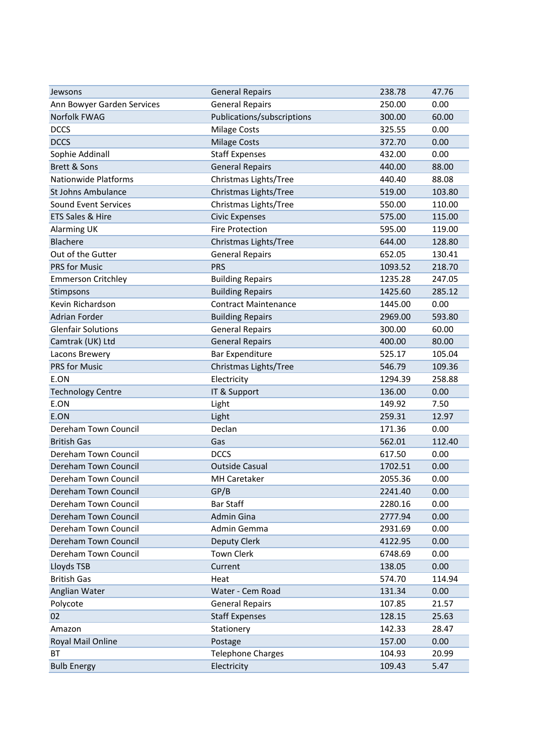| | | | |
|---|---|---|---|
| Jewsons | General Repairs | 238.78 | 47.76 |
| Ann Bowyer Garden Services | General Repairs | 250.00 | 0.00 |
| Norfolk FWAG | Publications/subscriptions | 300.00 | 60.00 |
| DCCS | Milage Costs | 325.55 | 0.00 |
| DCCS | Milage Costs | 372.70 | 0.00 |
| Sophie Addinall | Staff Expenses | 432.00 | 0.00 |
| Brett & Sons | General Repairs | 440.00 | 88.00 |
| Nationwide Platforms | Christmas Lights/Tree | 440.40 | 88.08 |
| St Johns Ambulance | Christmas Lights/Tree | 519.00 | 103.80 |
| Sound Event Services | Christmas Lights/Tree | 550.00 | 110.00 |
| ETS Sales & Hire | Civic Expenses | 575.00 | 115.00 |
| Alarming UK | Fire Protection | 595.00 | 119.00 |
| Blachere | Christmas Lights/Tree | 644.00 | 128.80 |
| Out of the Gutter | General Repairs | 652.05 | 130.41 |
| PRS for Music | PRS | 1093.52 | 218.70 |
| Emmerson Critchley | Building Repairs | 1235.28 | 247.05 |
| Stimpsons | Building Repairs | 1425.60 | 285.12 |
| Kevin Richardson | Contract Maintenance | 1445.00 | 0.00 |
| Adrian Forder | Building Repairs | 2969.00 | 593.80 |
| Glenfair Solutions | General Repairs | 300.00 | 60.00 |
| Camtrak (UK) Ltd | General Repairs | 400.00 | 80.00 |
| Lacons Brewery | Bar Expenditure | 525.17 | 105.04 |
| PRS for Music | Christmas Lights/Tree | 546.79 | 109.36 |
| E.ON | Electricity | 1294.39 | 258.88 |
| Technology Centre | IT & Support | 136.00 | 0.00 |
| E.ON | Light | 149.92 | 7.50 |
| E.ON | Light | 259.31 | 12.97 |
| Dereham Town Council | Declan | 171.36 | 0.00 |
| British Gas | Gas | 562.01 | 112.40 |
| Dereham Town Council | DCCS | 617.50 | 0.00 |
| Dereham Town Council | Outside Casual | 1702.51 | 0.00 |
| Dereham Town Council | MH Caretaker | 2055.36 | 0.00 |
| Dereham Town Council | GP/B | 2241.40 | 0.00 |
| Dereham Town Council | Bar Staff | 2280.16 | 0.00 |
| Dereham Town Council | Admin Gina | 2777.94 | 0.00 |
| Dereham Town Council | Admin Gemma | 2931.69 | 0.00 |
| Dereham Town Council | Deputy Clerk | 4122.95 | 0.00 |
| Dereham Town Council | Town Clerk | 6748.69 | 0.00 |
| Lloyds TSB | Current | 138.05 | 0.00 |
| British Gas | Heat | 574.70 | 114.94 |
| Anglian Water | Water - Cem Road | 131.34 | 0.00 |
| Polycote | General Repairs | 107.85 | 21.57 |
| 02 | Staff Expenses | 128.15 | 25.63 |
| Amazon | Stationery | 142.33 | 28.47 |
| Royal Mail Online | Postage | 157.00 | 0.00 |
| BT | Telephone Charges | 104.93 | 20.99 |
| Bulb Energy | Electricity | 109.43 | 5.47 |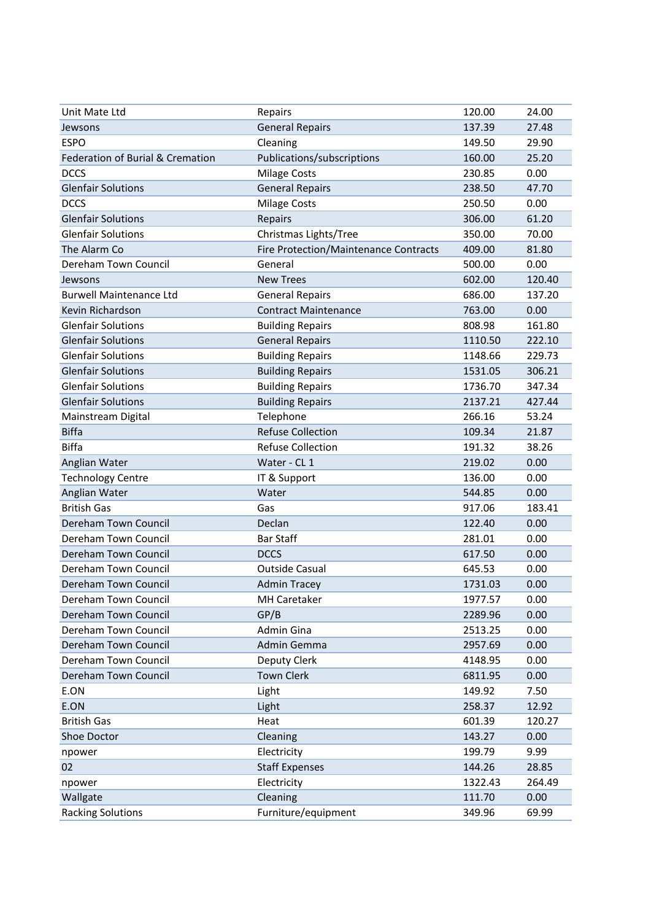| | | | |
|---|---|---|---|
| Unit Mate Ltd | Repairs | 120.00 | 24.00 |
| Jewsons | General Repairs | 137.39 | 27.48 |
| ESPO | Cleaning | 149.50 | 29.90 |
| Federation of Burial & Cremation | Publications/subscriptions | 160.00 | 25.20 |
| DCCS | Milage Costs | 230.85 | 0.00 |
| Glenfair Solutions | General Repairs | 238.50 | 47.70 |
| DCCS | Milage Costs | 250.50 | 0.00 |
| Glenfair Solutions | Repairs | 306.00 | 61.20 |
| Glenfair Solutions | Christmas Lights/Tree | 350.00 | 70.00 |
| The Alarm Co | Fire Protection/Maintenance Contracts | 409.00 | 81.80 |
| Dereham Town Council | General | 500.00 | 0.00 |
| Jewsons | New Trees | 602.00 | 120.40 |
| Burwell Maintenance Ltd | General Repairs | 686.00 | 137.20 |
| Kevin Richardson | Contract Maintenance | 763.00 | 0.00 |
| Glenfair Solutions | Building Repairs | 808.98 | 161.80 |
| Glenfair Solutions | General Repairs | 1110.50 | 222.10 |
| Glenfair Solutions | Building Repairs | 1148.66 | 229.73 |
| Glenfair Solutions | Building Repairs | 1531.05 | 306.21 |
| Glenfair Solutions | Building Repairs | 1736.70 | 347.34 |
| Glenfair Solutions | Building Repairs | 2137.21 | 427.44 |
| Mainstream Digital | Telephone | 266.16 | 53.24 |
| Biffa | Refuse Collection | 109.34 | 21.87 |
| Biffa | Refuse Collection | 191.32 | 38.26 |
| Anglian Water | Water - CL 1 | 219.02 | 0.00 |
| Technology Centre | IT & Support | 136.00 | 0.00 |
| Anglian Water | Water | 544.85 | 0.00 |
| British Gas | Gas | 917.06 | 183.41 |
| Dereham Town Council | Declan | 122.40 | 0.00 |
| Dereham Town Council | Bar Staff | 281.01 | 0.00 |
| Dereham Town Council | DCCS | 617.50 | 0.00 |
| Dereham Town Council | Outside Casual | 645.53 | 0.00 |
| Dereham Town Council | Admin Tracey | 1731.03 | 0.00 |
| Dereham Town Council | MH Caretaker | 1977.57 | 0.00 |
| Dereham Town Council | GP/B | 2289.96 | 0.00 |
| Dereham Town Council | Admin Gina | 2513.25 | 0.00 |
| Dereham Town Council | Admin Gemma | 2957.69 | 0.00 |
| Dereham Town Council | Deputy Clerk | 4148.95 | 0.00 |
| Dereham Town Council | Town Clerk | 6811.95 | 0.00 |
| E.ON | Light | 149.92 | 7.50 |
| E.ON | Light | 258.37 | 12.92 |
| British Gas | Heat | 601.39 | 120.27 |
| Shoe Doctor | Cleaning | 143.27 | 0.00 |
| npower | Electricity | 199.79 | 9.99 |
| 02 | Staff Expenses | 144.26 | 28.85 |
| npower | Electricity | 1322.43 | 264.49 |
| Wallgate | Cleaning | 111.70 | 0.00 |
| Racking Solutions | Furniture/equipment | 349.96 | 69.99 |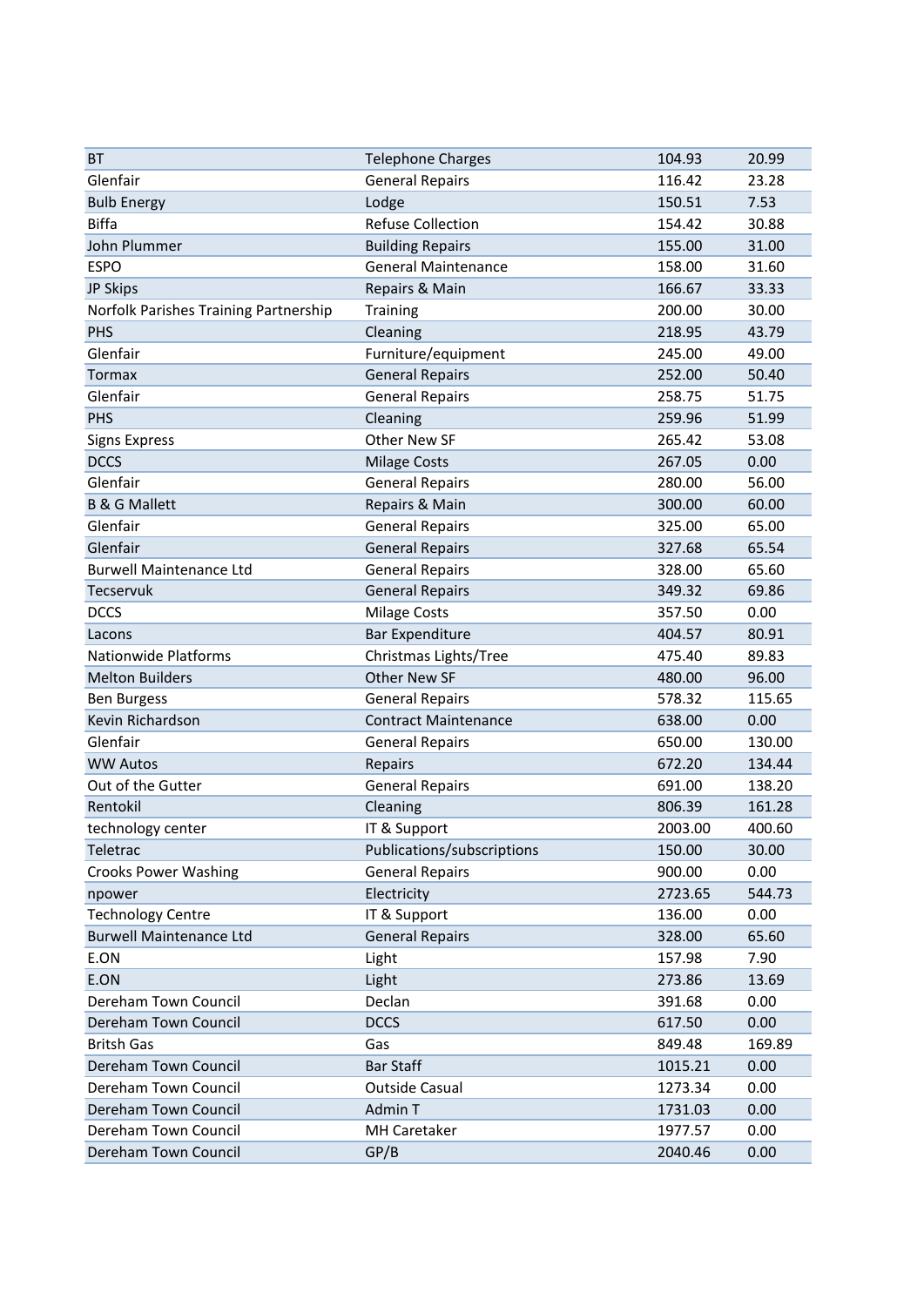| | | | |
|---|---|---|---|
| BT | Telephone Charges | 104.93 | 20.99 |
| Glenfair | General Repairs | 116.42 | 23.28 |
| Bulb Energy | Lodge | 150.51 | 7.53 |
| Biffa | Refuse Collection | 154.42 | 30.88 |
| John Plummer | Building Repairs | 155.00 | 31.00 |
| ESPO | General Maintenance | 158.00 | 31.60 |
| JP Skips | Repairs & Main | 166.67 | 33.33 |
| Norfolk Parishes Training Partnership | Training | 200.00 | 30.00 |
| PHS | Cleaning | 218.95 | 43.79 |
| Glenfair | Furniture/equipment | 245.00 | 49.00 |
| Tormax | General Repairs | 252.00 | 50.40 |
| Glenfair | General Repairs | 258.75 | 51.75 |
| PHS | Cleaning | 259.96 | 51.99 |
| Signs Express | Other New SF | 265.42 | 53.08 |
| DCCS | Milage Costs | 267.05 | 0.00 |
| Glenfair | General Repairs | 280.00 | 56.00 |
| B & G Mallett | Repairs & Main | 300.00 | 60.00 |
| Glenfair | General Repairs | 325.00 | 65.00 |
| Glenfair | General Repairs | 327.68 | 65.54 |
| Burwell Maintenance Ltd | General Repairs | 328.00 | 65.60 |
| Tecservuk | General Repairs | 349.32 | 69.86 |
| DCCS | Milage Costs | 357.50 | 0.00 |
| Lacons | Bar Expenditure | 404.57 | 80.91 |
| Nationwide Platforms | Christmas Lights/Tree | 475.40 | 89.83 |
| Melton Builders | Other New SF | 480.00 | 96.00 |
| Ben Burgess | General Repairs | 578.32 | 115.65 |
| Kevin Richardson | Contract Maintenance | 638.00 | 0.00 |
| Glenfair | General Repairs | 650.00 | 130.00 |
| WW Autos | Repairs | 672.20 | 134.44 |
| Out of the Gutter | General Repairs | 691.00 | 138.20 |
| Rentokil | Cleaning | 806.39 | 161.28 |
| technology center | IT & Support | 2003.00 | 400.60 |
| Teletrac | Publications/subscriptions | 150.00 | 30.00 |
| Crooks Power Washing | General Repairs | 900.00 | 0.00 |
| npower | Electricity | 2723.65 | 544.73 |
| Technology Centre | IT & Support | 136.00 | 0.00 |
| Burwell Maintenance Ltd | General Repairs | 328.00 | 65.60 |
| E.ON | Light | 157.98 | 7.90 |
| E.ON | Light | 273.86 | 13.69 |
| Dereham Town Council | Declan | 391.68 | 0.00 |
| Dereham Town Council | DCCS | 617.50 | 0.00 |
| Britsh Gas | Gas | 849.48 | 169.89 |
| Dereham Town Council | Bar Staff | 1015.21 | 0.00 |
| Dereham Town Council | Outside Casual | 1273.34 | 0.00 |
| Dereham Town Council | Admin T | 1731.03 | 0.00 |
| Dereham Town Council | MH Caretaker | 1977.57 | 0.00 |
| Dereham Town Council | GP/B | 2040.46 | 0.00 |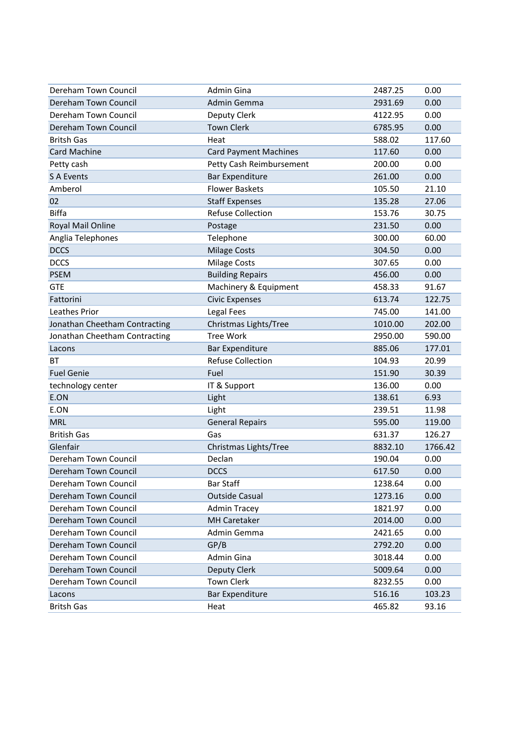| | | | |
|---|---|---|---|
| Dereham Town Council | Admin Gina | 2487.25 | 0.00 |
| Dereham Town Council | Admin Gemma | 2931.69 | 0.00 |
| Dereham Town Council | Deputy Clerk | 4122.95 | 0.00 |
| Dereham Town Council | Town Clerk | 6785.95 | 0.00 |
| Britsh Gas | Heat | 588.02 | 117.60 |
| Card Machine | Card Payment Machines | 117.60 | 0.00 |
| Petty cash | Petty Cash Reimbursement | 200.00 | 0.00 |
| S A Events | Bar Expenditure | 261.00 | 0.00 |
| Amberol | Flower Baskets | 105.50 | 21.10 |
| 02 | Staff Expenses | 135.28 | 27.06 |
| Biffa | Refuse Collection | 153.76 | 30.75 |
| Royal Mail Online | Postage | 231.50 | 0.00 |
| Anglia Telephones | Telephone | 300.00 | 60.00 |
| DCCS | Milage Costs | 304.50 | 0.00 |
| DCCS | Milage Costs | 307.65 | 0.00 |
| PSEM | Building Repairs | 456.00 | 0.00 |
| GTE | Machinery & Equipment | 458.33 | 91.67 |
| Fattorini | Civic Expenses | 613.74 | 122.75 |
| Leathes Prior | Legal Fees | 745.00 | 141.00 |
| Jonathan Cheetham Contracting | Christmas Lights/Tree | 1010.00 | 202.00 |
| Jonathan Cheetham Contracting | Tree Work | 2950.00 | 590.00 |
| Lacons | Bar Expenditure | 885.06 | 177.01 |
| BT | Refuse Collection | 104.93 | 20.99 |
| Fuel Genie | Fuel | 151.90 | 30.39 |
| technology center | IT & Support | 136.00 | 0.00 |
| E.ON | Light | 138.61 | 6.93 |
| E.ON | Light | 239.51 | 11.98 |
| MRL | General Repairs | 595.00 | 119.00 |
| British Gas | Gas | 631.37 | 126.27 |
| Glenfair | Christmas Lights/Tree | 8832.10 | 1766.42 |
| Dereham Town Council | Declan | 190.04 | 0.00 |
| Dereham Town Council | DCCS | 617.50 | 0.00 |
| Dereham Town Council | Bar Staff | 1238.64 | 0.00 |
| Dereham Town Council | Outside Casual | 1273.16 | 0.00 |
| Dereham Town Council | Admin Tracey | 1821.97 | 0.00 |
| Dereham Town Council | MH Caretaker | 2014.00 | 0.00 |
| Dereham Town Council | Admin Gemma | 2421.65 | 0.00 |
| Dereham Town Council | GP/B | 2792.20 | 0.00 |
| Dereham Town Council | Admin Gina | 3018.44 | 0.00 |
| Dereham Town Council | Deputy Clerk | 5009.64 | 0.00 |
| Dereham Town Council | Town Clerk | 8232.55 | 0.00 |
| Lacons | Bar Expenditure | 516.16 | 103.23 |
| Britsh Gas | Heat | 465.82 | 93.16 |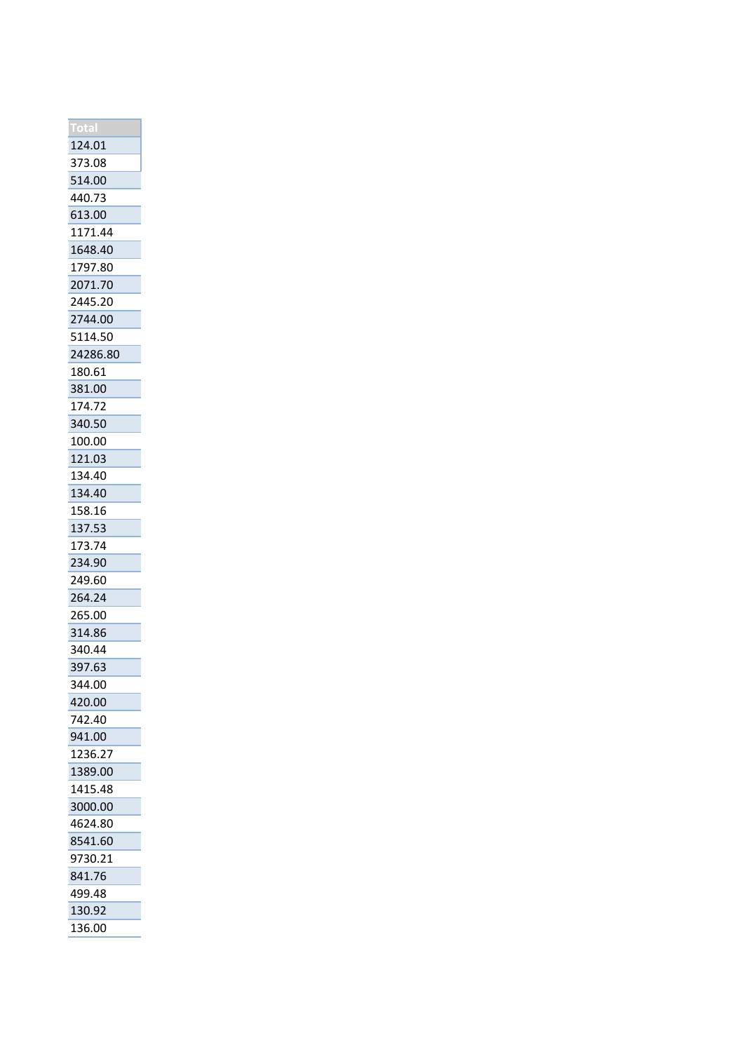| Total |
| --- |
| 124.01 |
| 373.08 |
| 514.00 |
| 440.73 |
| 613.00 |
| 1171.44 |
| 1648.40 |
| 1797.80 |
| 2071.70 |
| 2445.20 |
| 2744.00 |
| 5114.50 |
| 24286.80 |
| 180.61 |
| 381.00 |
| 174.72 |
| 340.50 |
| 100.00 |
| 121.03 |
| 134.40 |
| 134.40 |
| 158.16 |
| 137.53 |
| 173.74 |
| 234.90 |
| 249.60 |
| 264.24 |
| 265.00 |
| 314.86 |
| 340.44 |
| 397.63 |
| 344.00 |
| 420.00 |
| 742.40 |
| 941.00 |
| 1236.27 |
| 1389.00 |
| 1415.48 |
| 3000.00 |
| 4624.80 |
| 8541.60 |
| 9730.21 |
| 841.76 |
| 499.48 |
| 130.92 |
| 136.00 |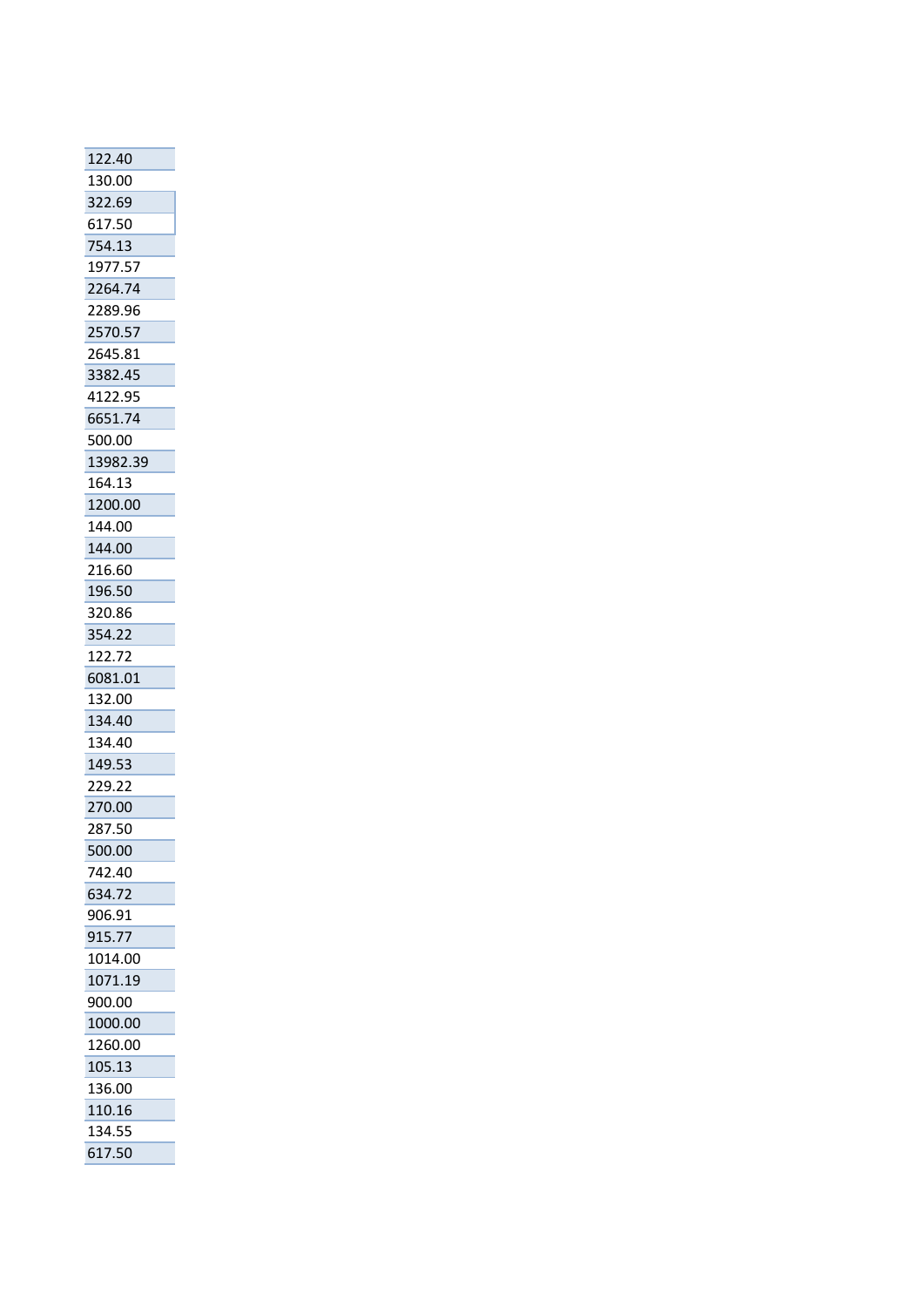| |
|---|
| 122.40 |
| 130.00 |
| 322.69 |
| 617.50 |
| 754.13 |
| 1977.57 |
| 2264.74 |
| 2289.96 |
| 2570.57 |
| 2645.81 |
| 3382.45 |
| 4122.95 |
| 6651.74 |
| 500.00 |
| 13982.39 |
| 164.13 |
| 1200.00 |
| 144.00 |
| 144.00 |
| 216.60 |
| 196.50 |
| 320.86 |
| 354.22 |
| 122.72 |
| 6081.01 |
| 132.00 |
| 134.40 |
| 134.40 |
| 149.53 |
| 229.22 |
| 270.00 |
| 287.50 |
| 500.00 |
| 742.40 |
| 634.72 |
| 906.91 |
| 915.77 |
| 1014.00 |
| 1071.19 |
| 900.00 |
| 1000.00 |
| 1260.00 |
| 105.13 |
| 136.00 |
| 110.16 |
| 134.55 |
| 617.50 |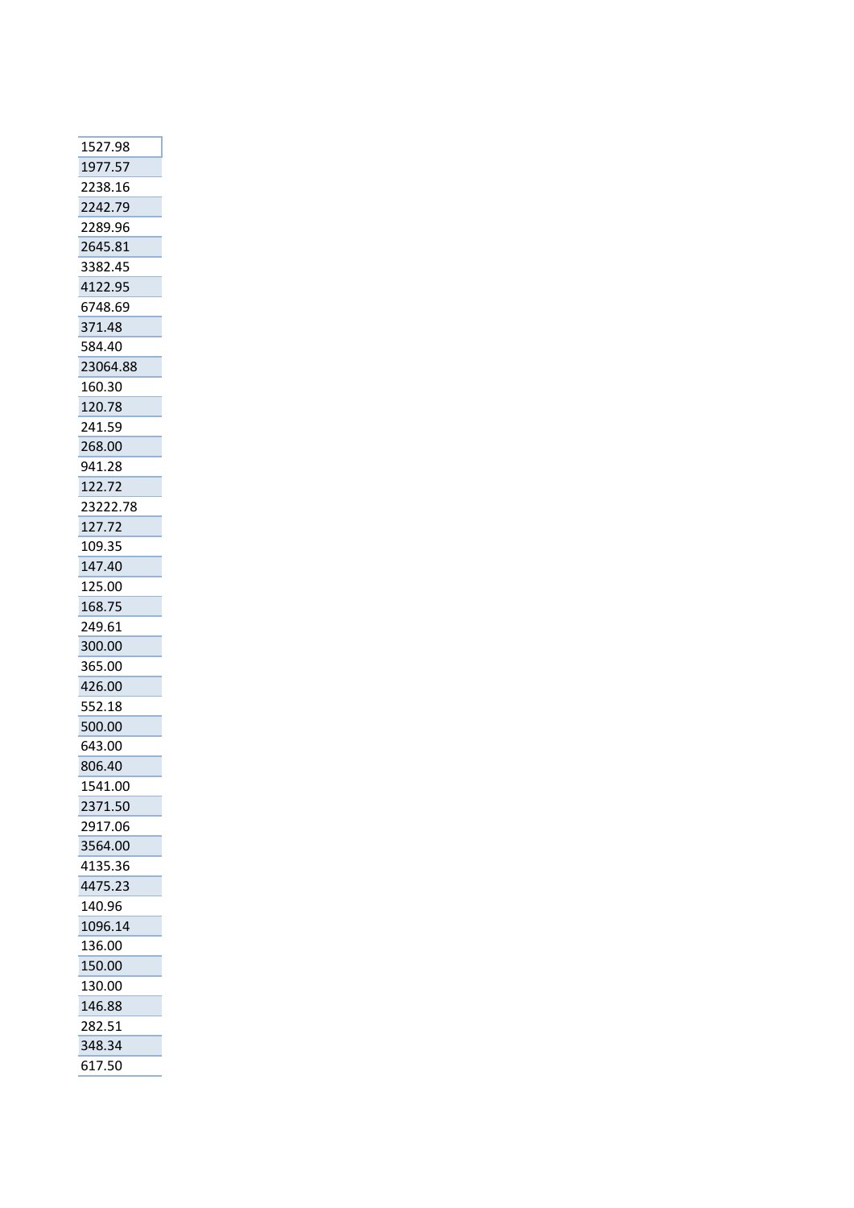| 1527.98 |
|---|
| 1977.57 |
| 2238.16 |
| 2242.79 |
| 2289.96 |
| 2645.81 |
| 3382.45 |
| 4122.95 |
| 6748.69 |
| 371.48 |
| 584.40 |
| 23064.88 |
| 160.30 |
| 120.78 |
| 241.59 |
| 268.00 |
| 941.28 |
| 122.72 |
| 23222.78 |
| 127.72 |
| 109.35 |
| 147.40 |
| 125.00 |
| 168.75 |
| 249.61 |
| 300.00 |
| 365.00 |
| 426.00 |
| 552.18 |
| 500.00 |
| 643.00 |
| 806.40 |
| 1541.00 |
| 2371.50 |
| 2917.06 |
| 3564.00 |
| 4135.36 |
| 4475.23 |
| 140.96 |
| 1096.14 |
| 136.00 |
| 150.00 |
| 130.00 |
| 146.88 |
| 282.51 |
| 348.34 |
| 617.50 |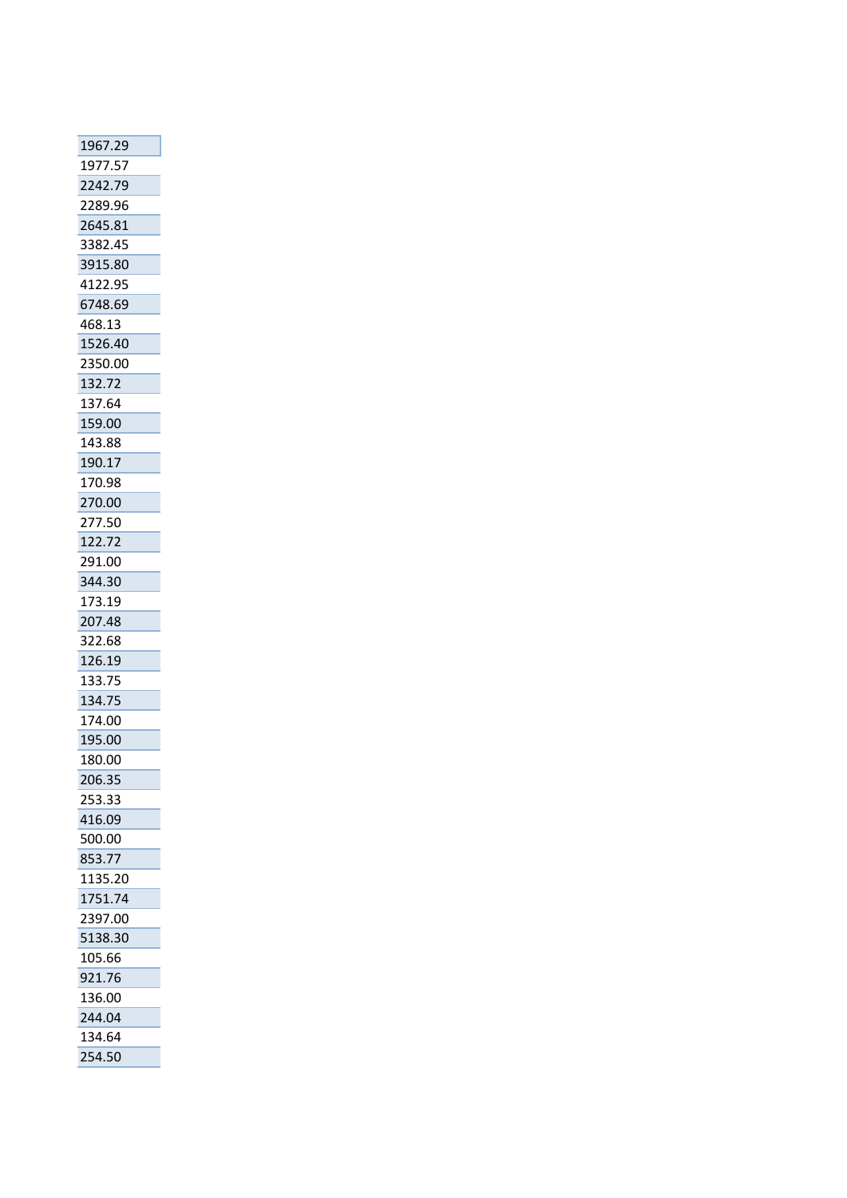| 1967.29 |
|---|
| 1977.57 |
| 2242.79 |
| 2289.96 |
| 2645.81 |
| 3382.45 |
| 3915.80 |
| 4122.95 |
| 6748.69 |
| 468.13 |
| 1526.40 |
| 2350.00 |
| 132.72 |
| 137.64 |
| 159.00 |
| 143.88 |
| 190.17 |
| 170.98 |
| 270.00 |
| 277.50 |
| 122.72 |
| 291.00 |
| 344.30 |
| 173.19 |
| 207.48 |
| 322.68 |
| 126.19 |
| 133.75 |
| 134.75 |
| 174.00 |
| 195.00 |
| 180.00 |
| 206.35 |
| 253.33 |
| 416.09 |
| 500.00 |
| 853.77 |
| 1135.20 |
| 1751.74 |
| 2397.00 |
| 5138.30 |
| 105.66 |
| 921.76 |
| 136.00 |
| 244.04 |
| 134.64 |
| 254.50 |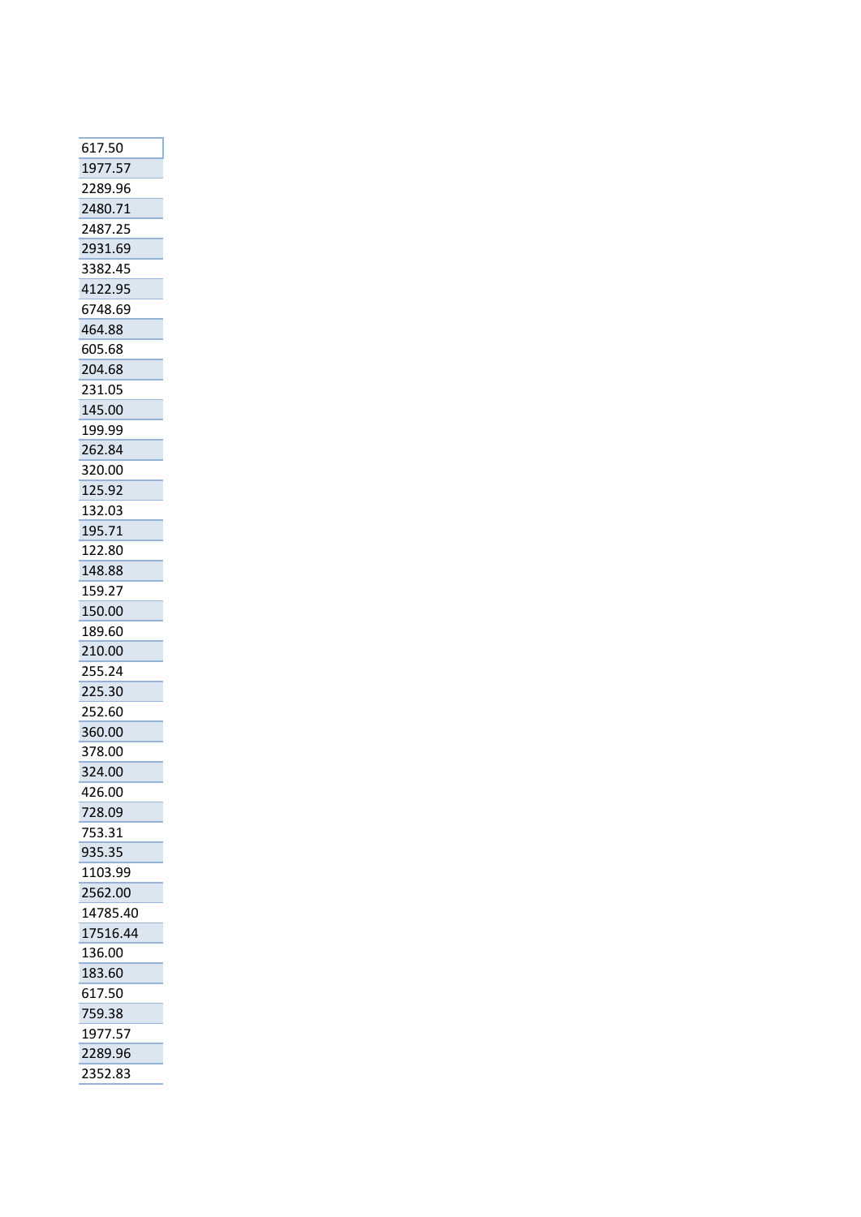| 617.50 |
|---|
| 1977.57 |
| 2289.96 |
| 2480.71 |
| 2487.25 |
| 2931.69 |
| 3382.45 |
| 4122.95 |
| 6748.69 |
| 464.88 |
| 605.68 |
| 204.68 |
| 231.05 |
| 145.00 |
| 199.99 |
| 262.84 |
| 320.00 |
| 125.92 |
| 132.03 |
| 195.71 |
| 122.80 |
| 148.88 |
| 159.27 |
| 150.00 |
| 189.60 |
| 210.00 |
| 255.24 |
| 225.30 |
| 252.60 |
| 360.00 |
| 378.00 |
| 324.00 |
| 426.00 |
| 728.09 |
| 753.31 |
| 935.35 |
| 1103.99 |
| 2562.00 |
| 14785.40 |
| 17516.44 |
| 136.00 |
| 183.60 |
| 617.50 |
| 759.38 |
| 1977.57 |
| 2289.96 |
| 2352.83 |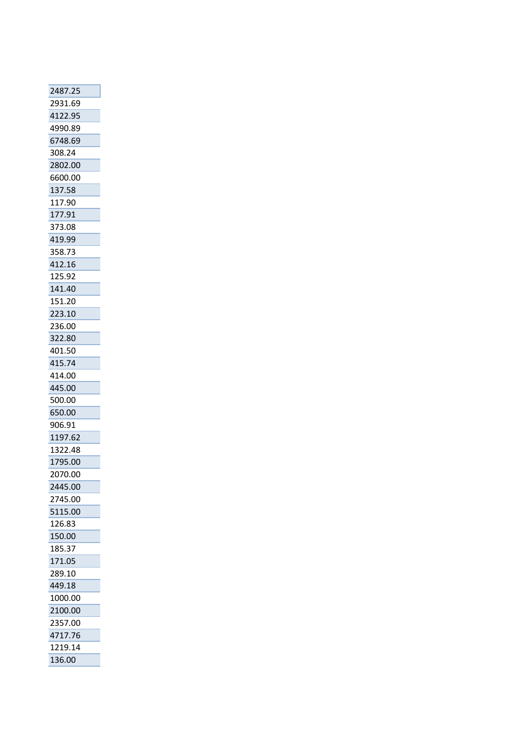| 2487.25 |
| --- |
| 2931.69 |
| 4122.95 |
| 4990.89 |
| 6748.69 |
| 308.24 |
| 2802.00 |
| 6600.00 |
| 137.58 |
| 117.90 |
| 177.91 |
| 373.08 |
| 419.99 |
| 358.73 |
| 412.16 |
| 125.92 |
| 141.40 |
| 151.20 |
| 223.10 |
| 236.00 |
| 322.80 |
| 401.50 |
| 415.74 |
| 414.00 |
| 445.00 |
| 500.00 |
| 650.00 |
| 906.91 |
| 1197.62 |
| 1322.48 |
| 1795.00 |
| 2070.00 |
| 2445.00 |
| 2745.00 |
| 5115.00 |
| 126.83 |
| 150.00 |
| 185.37 |
| 171.05 |
| 289.10 |
| 449.18 |
| 1000.00 |
| 2100.00 |
| 2357.00 |
| 4717.76 |
| 1219.14 |
| 136.00 |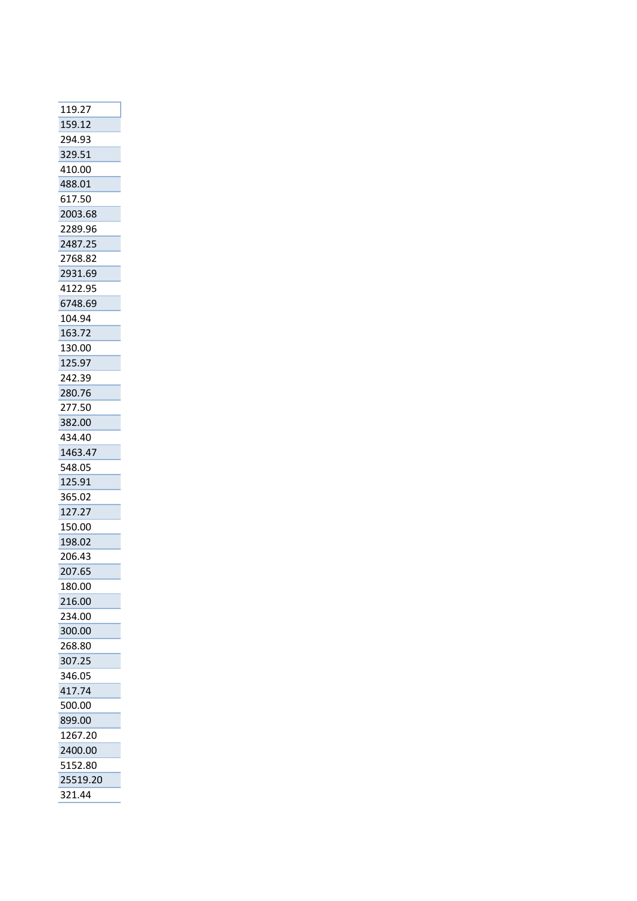| 119.27 |
| --- |
| 159.12 |
| 294.93 |
| 329.51 |
| 410.00 |
| 488.01 |
| 617.50 |
| 2003.68 |
| 2289.96 |
| 2487.25 |
| 2768.82 |
| 2931.69 |
| 4122.95 |
| 6748.69 |
| 104.94 |
| 163.72 |
| 130.00 |
| 125.97 |
| 242.39 |
| 280.76 |
| 277.50 |
| 382.00 |
| 434.40 |
| 1463.47 |
| 548.05 |
| 125.91 |
| 365.02 |
| 127.27 |
| 150.00 |
| 198.02 |
| 206.43 |
| 207.65 |
| 180.00 |
| 216.00 |
| 234.00 |
| 300.00 |
| 268.80 |
| 307.25 |
| 346.05 |
| 417.74 |
| 500.00 |
| 899.00 |
| 1267.20 |
| 2400.00 |
| 5152.80 |
| 25519.20 |
| 321.44 |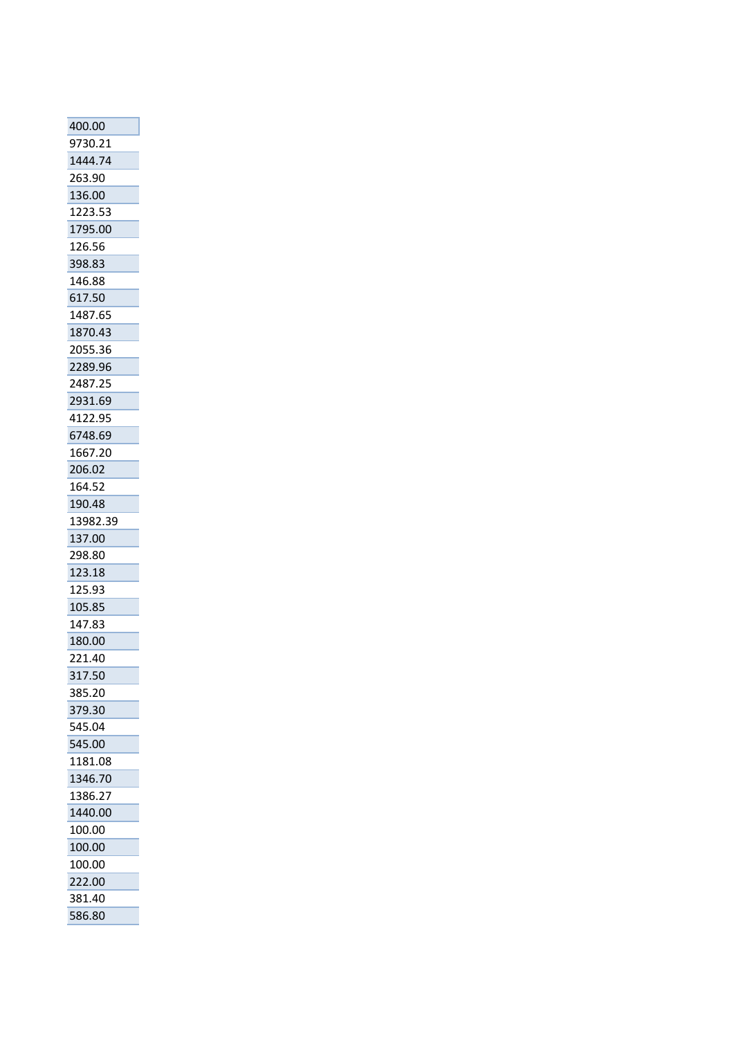| 400.00 |
|---|
| 9730.21 |
| 1444.74 |
| 263.90 |
| 136.00 |
| 1223.53 |
| 1795.00 |
| 126.56 |
| 398.83 |
| 146.88 |
| 617.50 |
| 1487.65 |
| 1870.43 |
| 2055.36 |
| 2289.96 |
| 2487.25 |
| 2931.69 |
| 4122.95 |
| 6748.69 |
| 1667.20 |
| 206.02 |
| 164.52 |
| 190.48 |
| 13982.39 |
| 137.00 |
| 298.80 |
| 123.18 |
| 125.93 |
| 105.85 |
| 147.83 |
| 180.00 |
| 221.40 |
| 317.50 |
| 385.20 |
| 379.30 |
| 545.04 |
| 545.00 |
| 1181.08 |
| 1346.70 |
| 1386.27 |
| 1440.00 |
| 100.00 |
| 100.00 |
| 100.00 |
| 222.00 |
| 381.40 |
| 586.80 |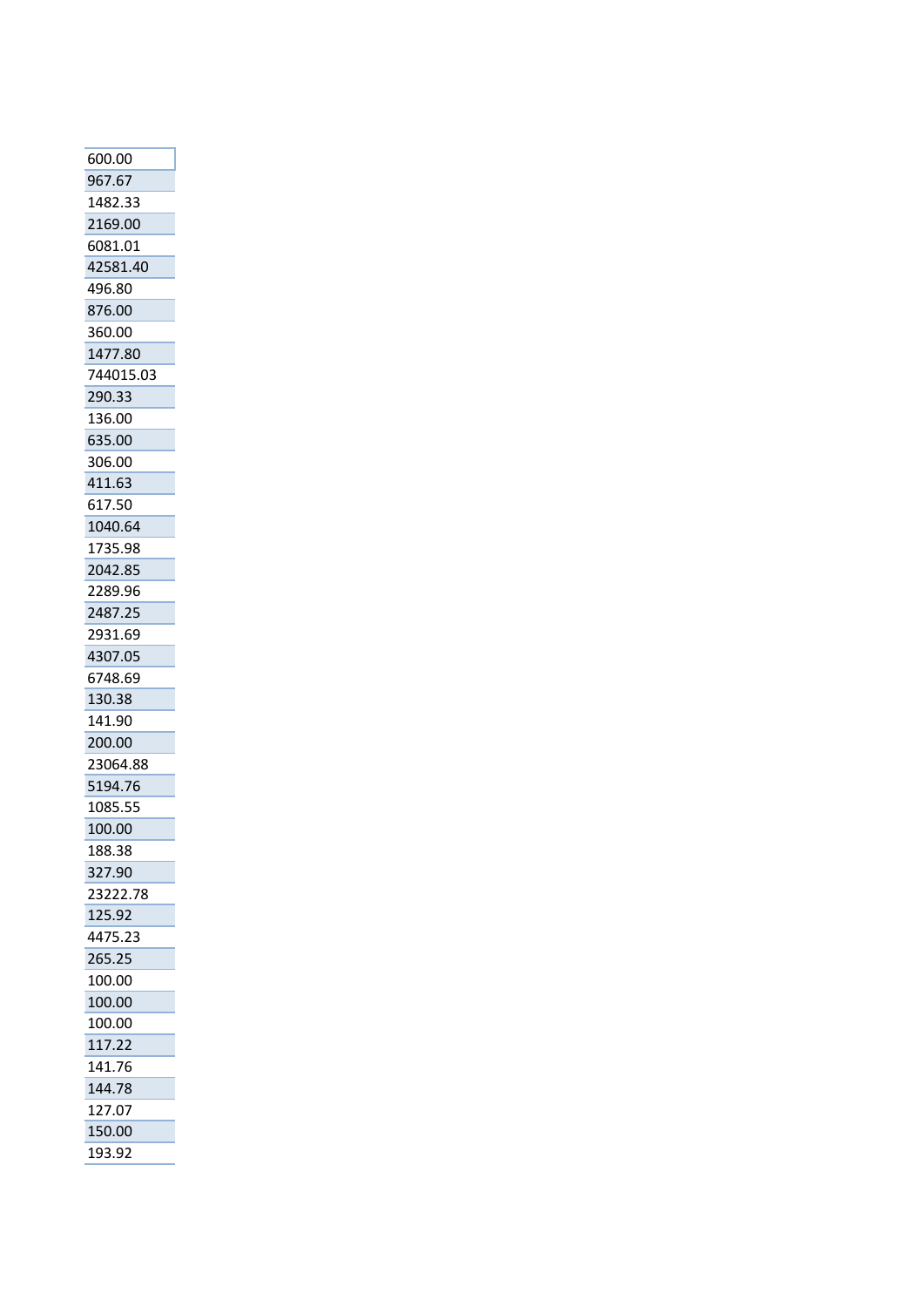| 600.00 |
| --- |
| 967.67 |
| 1482.33 |
| 2169.00 |
| 6081.01 |
| 42581.40 |
| 496.80 |
| 876.00 |
| 360.00 |
| 1477.80 |
| 744015.03 |
| 290.33 |
| 136.00 |
| 635.00 |
| 306.00 |
| 411.63 |
| 617.50 |
| 1040.64 |
| 1735.98 |
| 2042.85 |
| 2289.96 |
| 2487.25 |
| 2931.69 |
| 4307.05 |
| 6748.69 |
| 130.38 |
| 141.90 |
| 200.00 |
| 23064.88 |
| 5194.76 |
| 1085.55 |
| 100.00 |
| 188.38 |
| 327.90 |
| 23222.78 |
| 125.92 |
| 4475.23 |
| 265.25 |
| 100.00 |
| 100.00 |
| 100.00 |
| 117.22 |
| 141.76 |
| 144.78 |
| 127.07 |
| 150.00 |
| 193.92 |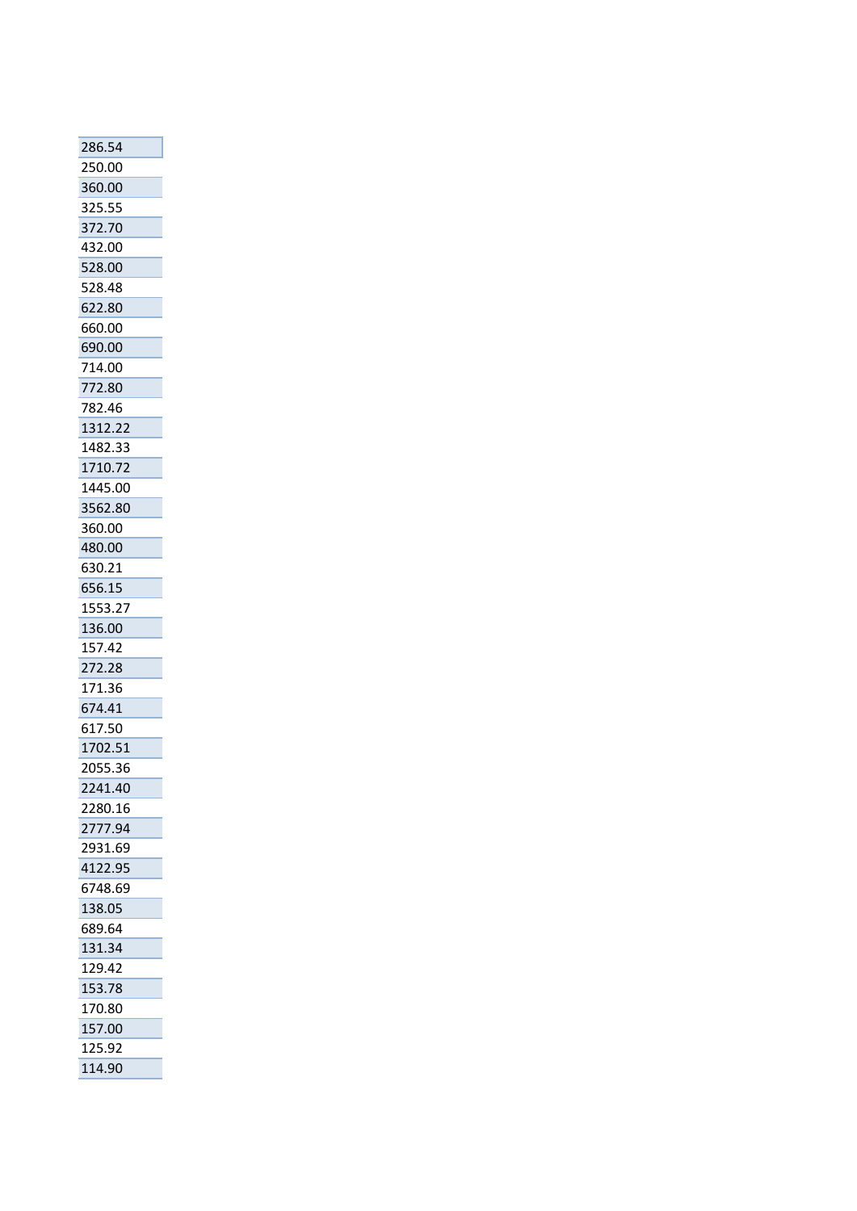| 286.54 |
|---|
| 250.00 |
| 360.00 |
| 325.55 |
| 372.70 |
| 432.00 |
| 528.00 |
| 528.48 |
| 622.80 |
| 660.00 |
| 690.00 |
| 714.00 |
| 772.80 |
| 782.46 |
| 1312.22 |
| 1482.33 |
| 1710.72 |
| 1445.00 |
| 3562.80 |
| 360.00 |
| 480.00 |
| 630.21 |
| 656.15 |
| 1553.27 |
| 136.00 |
| 157.42 |
| 272.28 |
| 171.36 |
| 674.41 |
| 617.50 |
| 1702.51 |
| 2055.36 |
| 2241.40 |
| 2280.16 |
| 2777.94 |
| 2931.69 |
| 4122.95 |
| 6748.69 |
| 138.05 |
| 689.64 |
| 131.34 |
| 129.42 |
| 153.78 |
| 170.80 |
| 157.00 |
| 125.92 |
| 114.90 |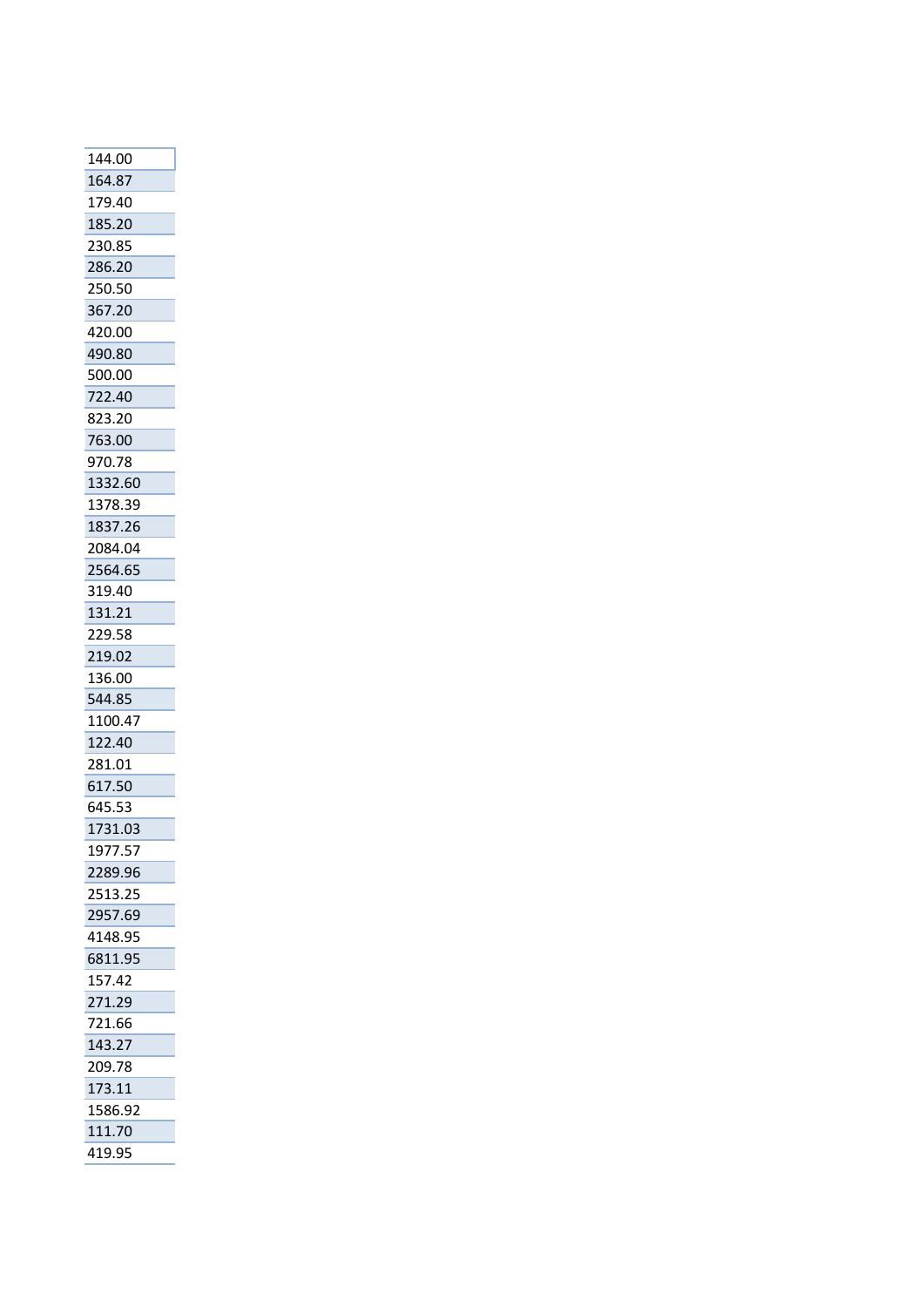| 144.00 |
| --- |
| 164.87 |
| 179.40 |
| 185.20 |
| 230.85 |
| 286.20 |
| 250.50 |
| 367.20 |
| 420.00 |
| 490.80 |
| 500.00 |
| 722.40 |
| 823.20 |
| 763.00 |
| 970.78 |
| 1332.60 |
| 1378.39 |
| 1837.26 |
| 2084.04 |
| 2564.65 |
| 319.40 |
| 131.21 |
| 229.58 |
| 219.02 |
| 136.00 |
| 544.85 |
| 1100.47 |
| 122.40 |
| 281.01 |
| 617.50 |
| 645.53 |
| 1731.03 |
| 1977.57 |
| 2289.96 |
| 2513.25 |
| 2957.69 |
| 4148.95 |
| 6811.95 |
| 157.42 |
| 271.29 |
| 721.66 |
| 143.27 |
| 209.78 |
| 173.11 |
| 1586.92 |
| 111.70 |
| 419.95 |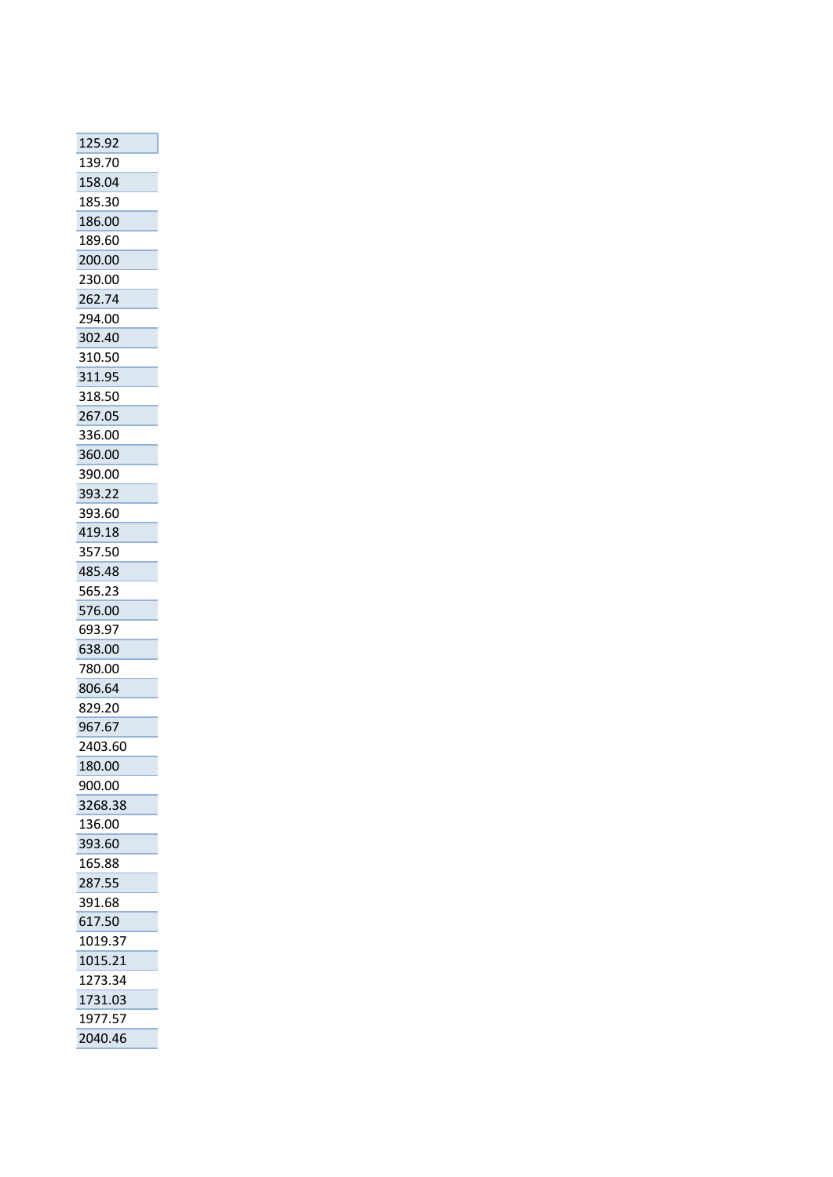| |
|---|
| 125.92 |
| 139.70 |
| 158.04 |
| 185.30 |
| 186.00 |
| 189.60 |
| 200.00 |
| 230.00 |
| 262.74 |
| 294.00 |
| 302.40 |
| 310.50 |
| 311.95 |
| 318.50 |
| 267.05 |
| 336.00 |
| 360.00 |
| 390.00 |
| 393.22 |
| 393.60 |
| 419.18 |
| 357.50 |
| 485.48 |
| 565.23 |
| 576.00 |
| 693.97 |
| 638.00 |
| 780.00 |
| 806.64 |
| 829.20 |
| 967.67 |
| 2403.60 |
| 180.00 |
| 900.00 |
| 3268.38 |
| 136.00 |
| 393.60 |
| 165.88 |
| 287.55 |
| 391.68 |
| 617.50 |
| 1019.37 |
| 1015.21 |
| 1273.34 |
| 1731.03 |
| 1977.57 |
| 2040.46 |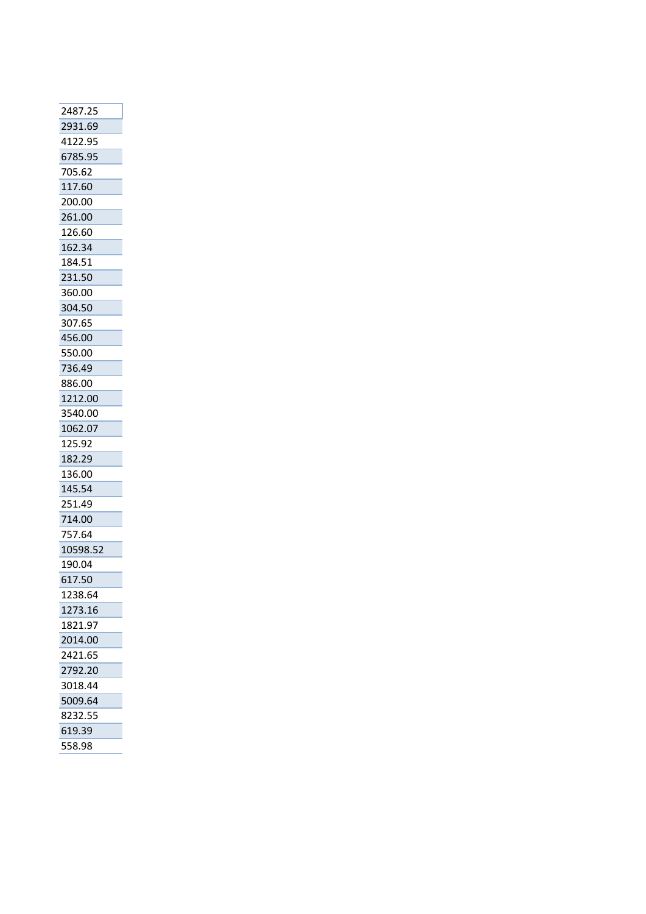| |
|---|
| 2487.25 |
| 2931.69 |
| 4122.95 |
| 6785.95 |
| 705.62 |
| 117.60 |
| 200.00 |
| 261.00 |
| 126.60 |
| 162.34 |
| 184.51 |
| 231.50 |
| 360.00 |
| 304.50 |
| 307.65 |
| 456.00 |
| 550.00 |
| 736.49 |
| 886.00 |
| 1212.00 |
| 3540.00 |
| 1062.07 |
| 125.92 |
| 182.29 |
| 136.00 |
| 145.54 |
| 251.49 |
| 714.00 |
| 757.64 |
| 10598.52 |
| 190.04 |
| 617.50 |
| 1238.64 |
| 1273.16 |
| 1821.97 |
| 2014.00 |
| 2421.65 |
| 2792.20 |
| 3018.44 |
| 5009.64 |
| 8232.55 |
| 619.39 |
| 558.98 |